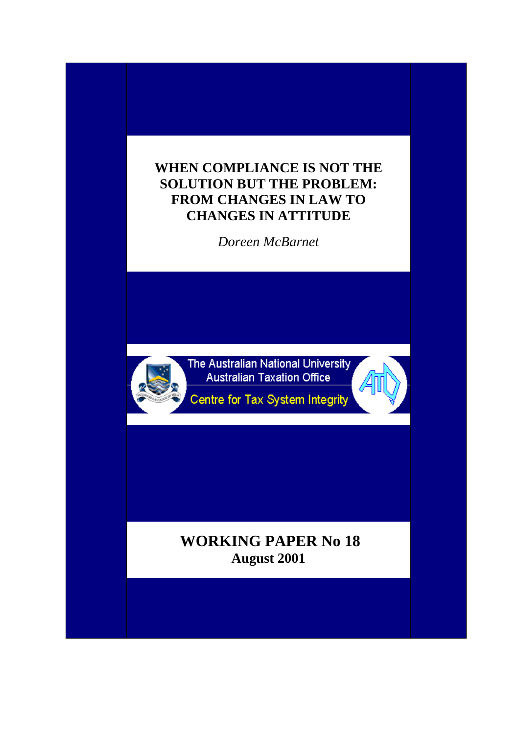# WHEN COMPLIANCE IS NOT THE SOLUTION BUT THE PROBLEM: FROM CHANGES IN LAW TO CHANGES IN ATTITUDE

*Doreen McBarnet*

The Australian National University
Australian Taxation Office

Centre for Tax System Integrity

**WORKING PAPER No 18**
**August 2001**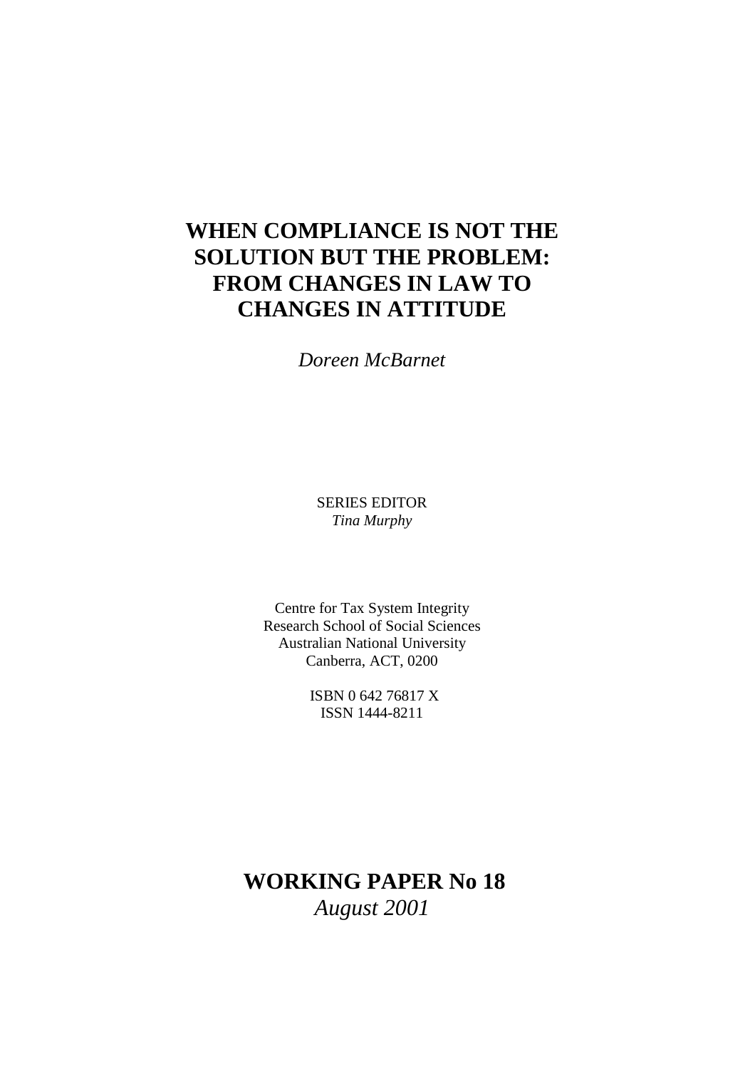# WHEN COMPLIANCE IS NOT THE SOLUTION BUT THE PROBLEM: FROM CHANGES IN LAW TO CHANGES IN ATTITUDE

*Doreen McBarnet*

SERIES EDITOR
*Tina Murphy*

Centre for Tax System Integrity
Research School of Social Sciences
Australian National University
Canberra, ACT, 0200

ISBN 0 642 76817 X
ISSN 1444-8211

**WORKING PAPER No 18**
*August 2001*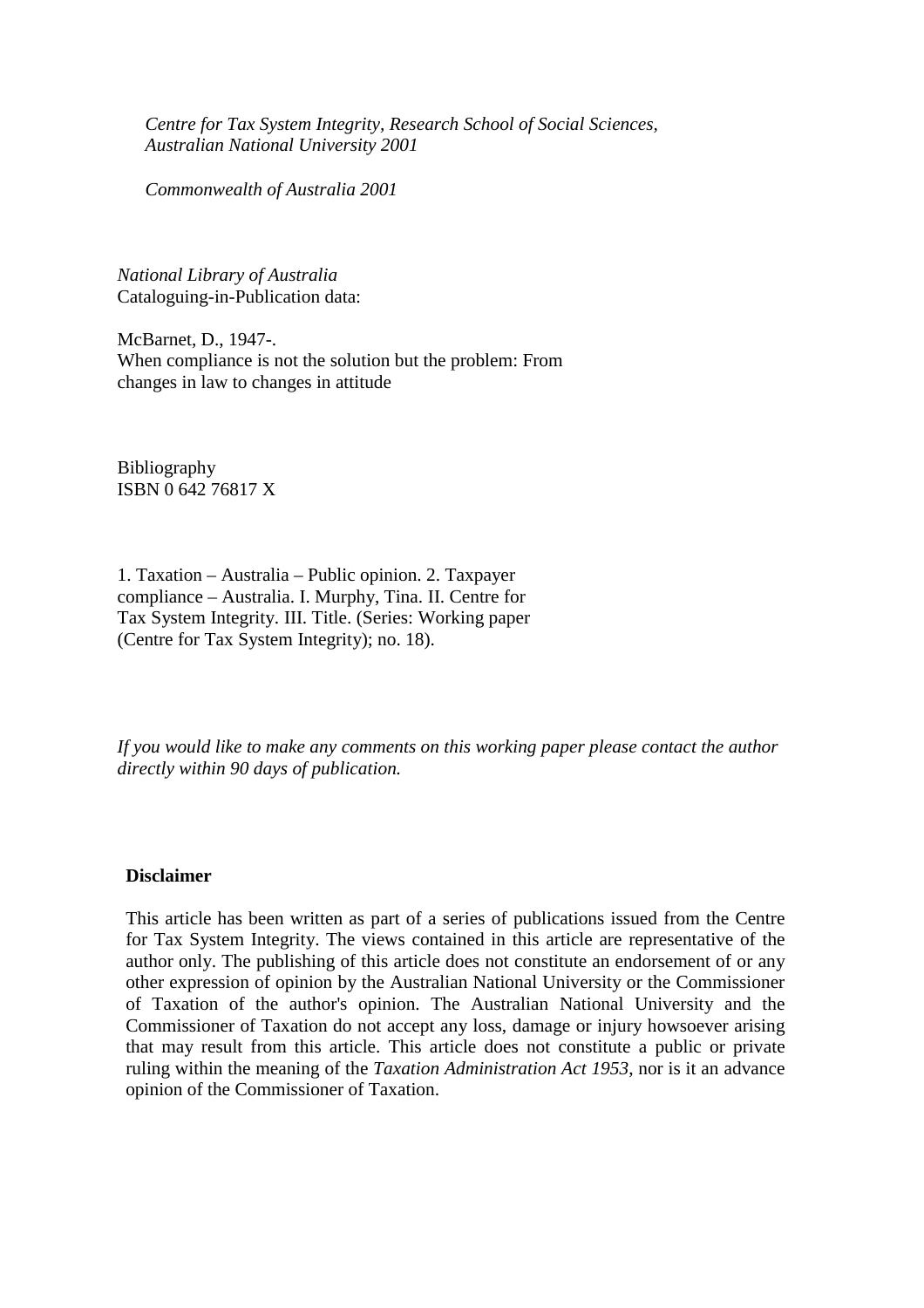*Centre for Tax System Integrity, Research School of Social Sciences, Australian National University 2001*

*Commonwealth of Australia 2001*

*National Library of Australia*
Cataloguing-in-Publication data:

McBarnet, D., 1947-.
When compliance is not the solution but the problem: From changes in law to changes in attitude

Bibliography
ISBN 0 642 76817 X

1. Taxation – Australia – Public opinion. 2. Taxpayer compliance – Australia. I. Murphy, Tina. II. Centre for Tax System Integrity. III. Title. (Series: Working paper (Centre for Tax System Integrity); no. 18).

*If you would like to make any comments on this working paper please contact the author directly within 90 days of publication.*

**Disclaimer**

This article has been written as part of a series of publications issued from the Centre for Tax System Integrity. The views contained in this article are representative of the author only. The publishing of this article does not constitute an endorsement of or any other expression of opinion by the Australian National University or the Commissioner of Taxation of the author's opinion. The Australian National University and the Commissioner of Taxation do not accept any loss, damage or injury howsoever arising that may result from this article. This article does not constitute a public or private ruling within the meaning of the *Taxation Administration Act 1953*, nor is it an advance opinion of the Commissioner of Taxation.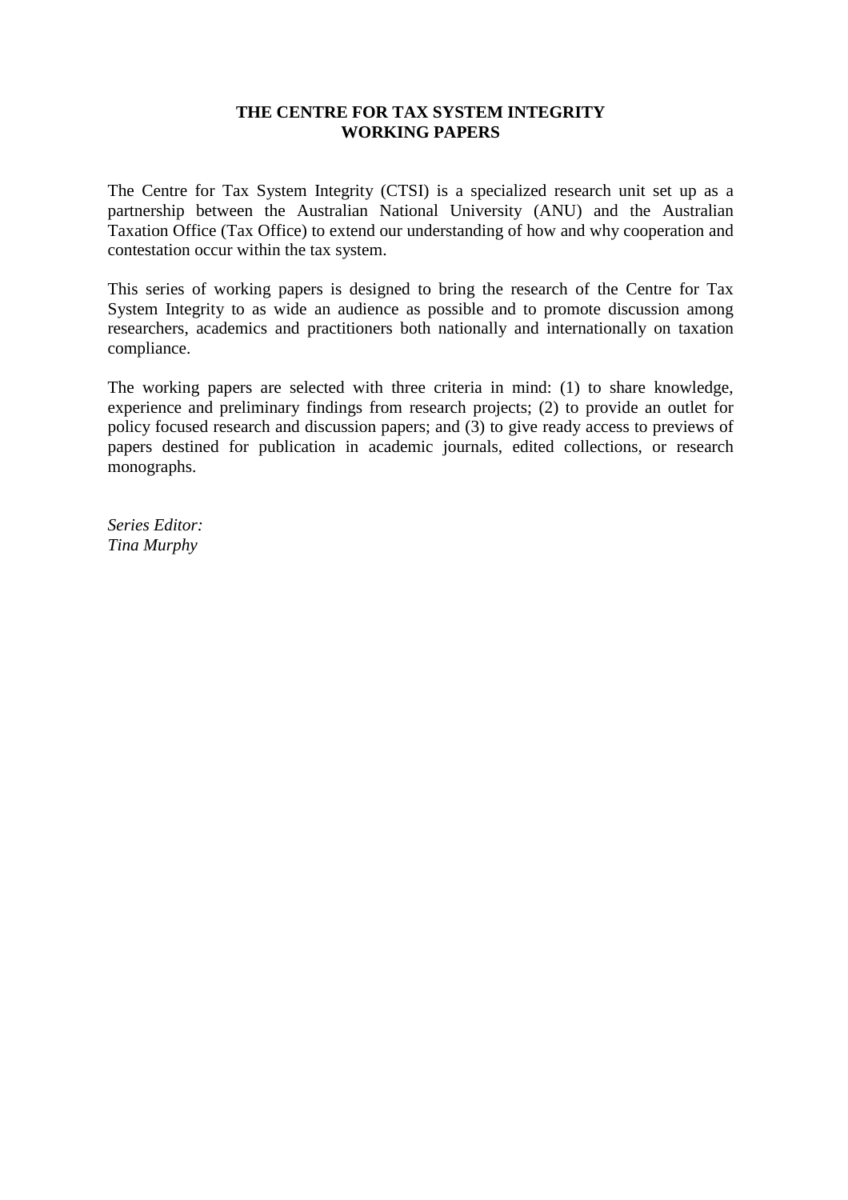**THE CENTRE FOR TAX SYSTEM INTEGRITY**
**WORKING PAPERS**

The Centre for Tax System Integrity (CTSI) is a specialized research unit set up as a partnership between the Australian National University (ANU) and the Australian Taxation Office (Tax Office) to extend our understanding of how and why cooperation and contestation occur within the tax system.

This series of working papers is designed to bring the research of the Centre for Tax System Integrity to as wide an audience as possible and to promote discussion among researchers, academics and practitioners both nationally and internationally on taxation compliance.

The working papers are selected with three criteria in mind: (1) to share knowledge, experience and preliminary findings from research projects; (2) to provide an outlet for policy focused research and discussion papers; and (3) to give ready access to previews of papers destined for publication in academic journals, edited collections, or research monographs.

*Series Editor:*
*Tina Murphy*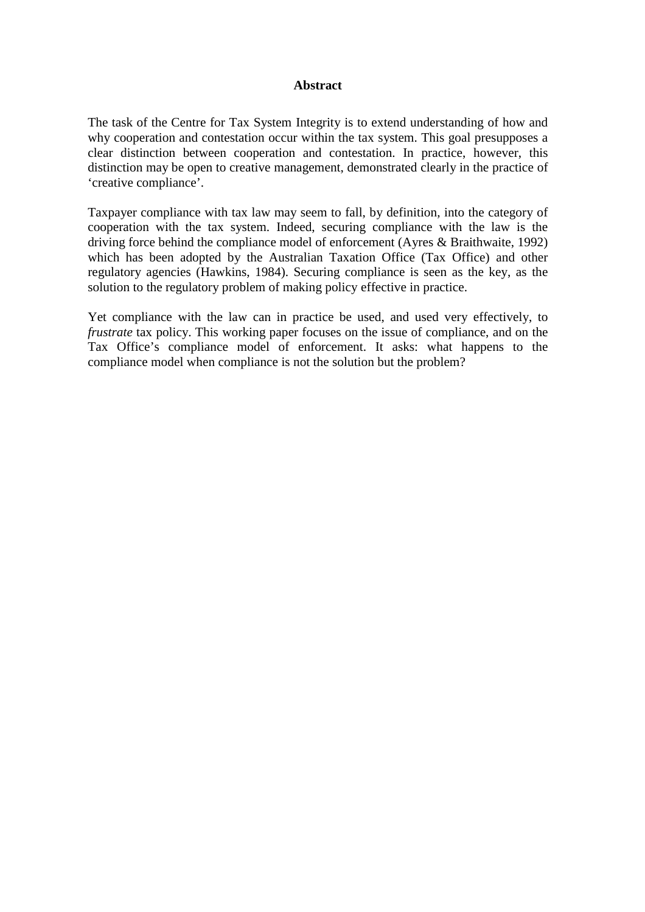## Abstract

The task of the Centre for Tax System Integrity is to extend understanding of how and why cooperation and contestation occur within the tax system. This goal presupposes a clear distinction between cooperation and contestation. In practice, however, this distinction may be open to creative management, demonstrated clearly in the practice of 'creative compliance'.

Taxpayer compliance with tax law may seem to fall, by definition, into the category of cooperation with the tax system. Indeed, securing compliance with the law is the driving force behind the compliance model of enforcement (Ayres & Braithwaite, 1992) which has been adopted by the Australian Taxation Office (Tax Office) and other regulatory agencies (Hawkins, 1984). Securing compliance is seen as the key, as the solution to the regulatory problem of making policy effective in practice.

Yet compliance with the law can in practice be used, and used very effectively, to *frustrate* tax policy. This working paper focuses on the issue of compliance, and on the Tax Office's compliance model of enforcement. It asks: what happens to the compliance model when compliance is not the solution but the problem?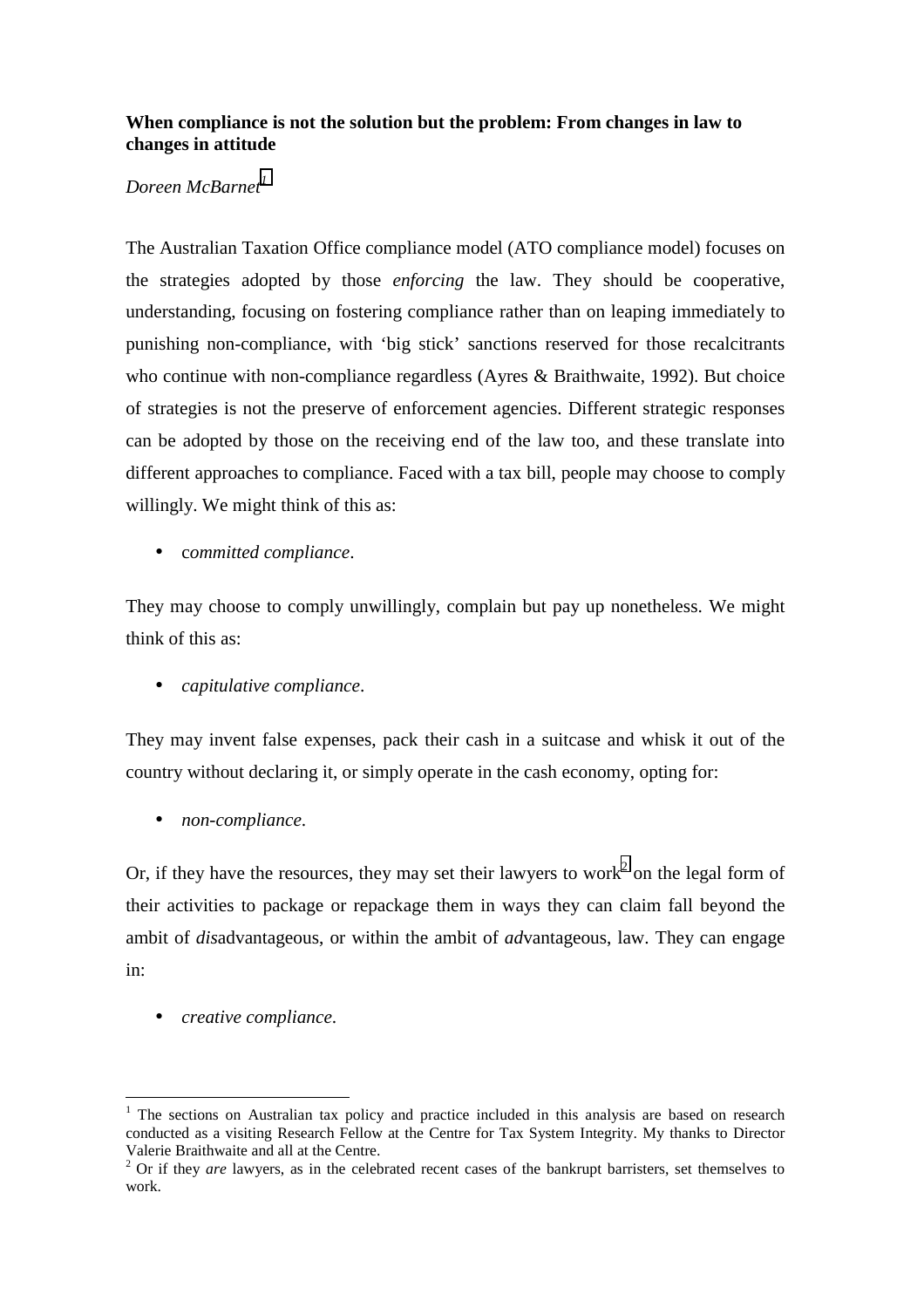**When compliance is not the solution but the problem: From changes in law to changes in attitude**

*Doreen McBarnet*[1]

The Australian Taxation Office compliance model (ATO compliance model) focuses on the strategies adopted by those *enforcing* the law. They should be cooperative, understanding, focusing on fostering compliance rather than on leaping immediately to punishing non-compliance, with 'big stick' sanctions reserved for those recalcitrants who continue with non-compliance regardless (Ayres & Braithwaite, 1992). But choice of strategies is not the preserve of enforcement agencies. Different strategic responses can be adopted by those on the receiving end of the law too, and these translate into different approaches to compliance. Faced with a tax bill, people may choose to comply willingly. We might think of this as:

- c*ommitted compliance*.

They may choose to comply unwillingly, complain but pay up nonetheless. We might think of this as:

- *capitulative compliance*.

They may invent false expenses, pack their cash in a suitcase and whisk it out of the country without declaring it, or simply operate in the cash economy, opting for:

- *non-compliance*.

Or, if they have the resources, they may set their lawyers to work[2] on the legal form of their activities to package or repackage them in ways they can claim fall beyond the ambit of *dis*advantageous, or within the ambit of *ad*vantageous, law. They can engage in:

- *creative compliance*.

---

[1] The sections on Australian tax policy and practice included in this analysis are based on research conducted as a visiting Research Fellow at the Centre for Tax System Integrity. My thanks to Director Valerie Braithwaite and all at the Centre.

[2] Or if they *are* lawyers, as in the celebrated recent cases of the bankrupt barristers, set themselves to work.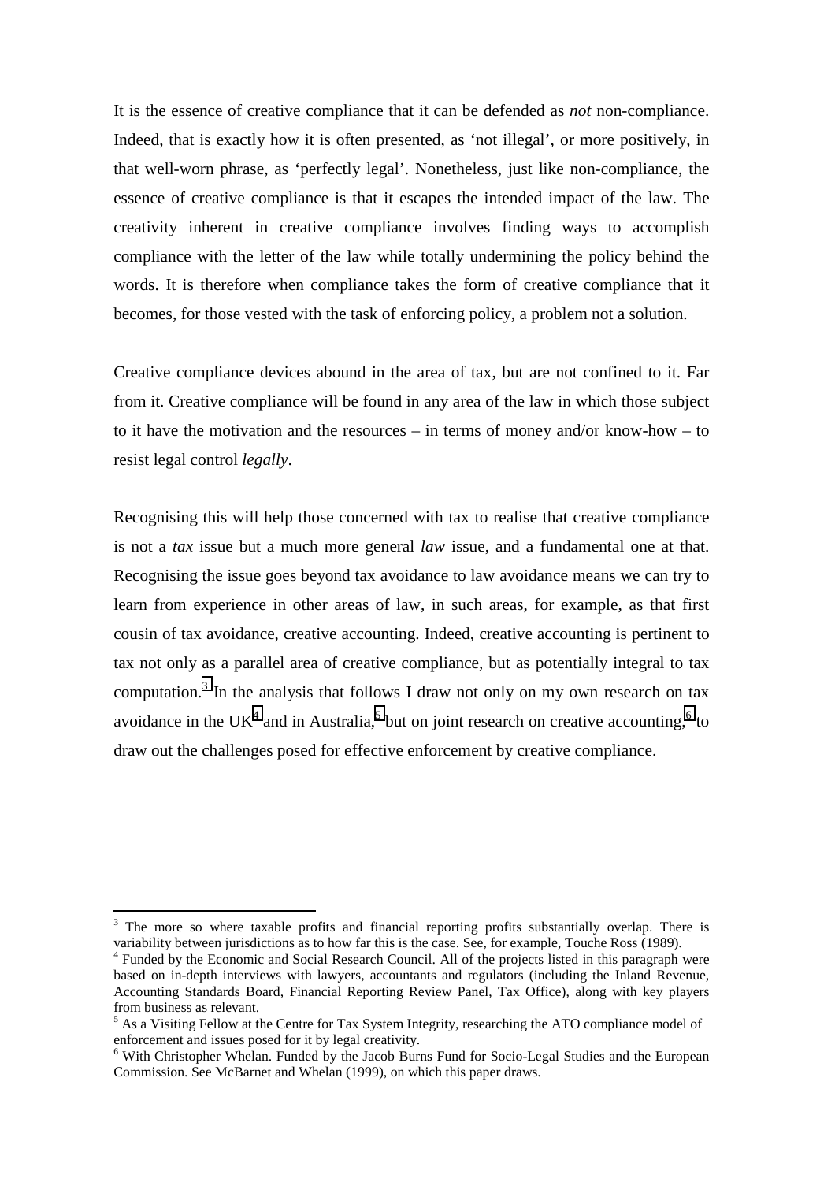It is the essence of creative compliance that it can be defended as *not* non-compliance. Indeed, that is exactly how it is often presented, as 'not illegal', or more positively, in that well-worn phrase, as 'perfectly legal'. Nonetheless, just like non-compliance, the essence of creative compliance is that it escapes the intended impact of the law. The creativity inherent in creative compliance involves finding ways to accomplish compliance with the letter of the law while totally undermining the policy behind the words. It is therefore when compliance takes the form of creative compliance that it becomes, for those vested with the task of enforcing policy, a problem not a solution.

Creative compliance devices abound in the area of tax, but are not confined to it. Far from it. Creative compliance will be found in any area of the law in which those subject to it have the motivation and the resources – in terms of money and/or know-how – to resist legal control *legally*.

Recognising this will help those concerned with tax to realise that creative compliance is not a *tax* issue but a much more general *law* issue, and a fundamental one at that. Recognising the issue goes beyond tax avoidance to law avoidance means we can try to learn from experience in other areas of law, in such areas, for example, as that first cousin of tax avoidance, creative accounting. Indeed, creative accounting is pertinent to tax not only as a parallel area of creative compliance, but as potentially integral to tax computation.[3] In the analysis that follows I draw not only on my own research on tax avoidance in the UK[4] and in Australia,[5] but on joint research on creative accounting,[6] to draw out the challenges posed for effective enforcement by creative compliance.

---

[3] The more so where taxable profits and financial reporting profits substantially overlap. There is variability between jurisdictions as to how far this is the case. See, for example, Touche Ross (1989).

[4] Funded by the Economic and Social Research Council. All of the projects listed in this paragraph were based on in-depth interviews with lawyers, accountants and regulators (including the Inland Revenue, Accounting Standards Board, Financial Reporting Review Panel, Tax Office), along with key players from business as relevant.

[5] As a Visiting Fellow at the Centre for Tax System Integrity, researching the ATO compliance model of enforcement and issues posed for it by legal creativity.

[6] With Christopher Whelan. Funded by the Jacob Burns Fund for Socio-Legal Studies and the European Commission. See McBarnet and Whelan (1999), on which this paper draws.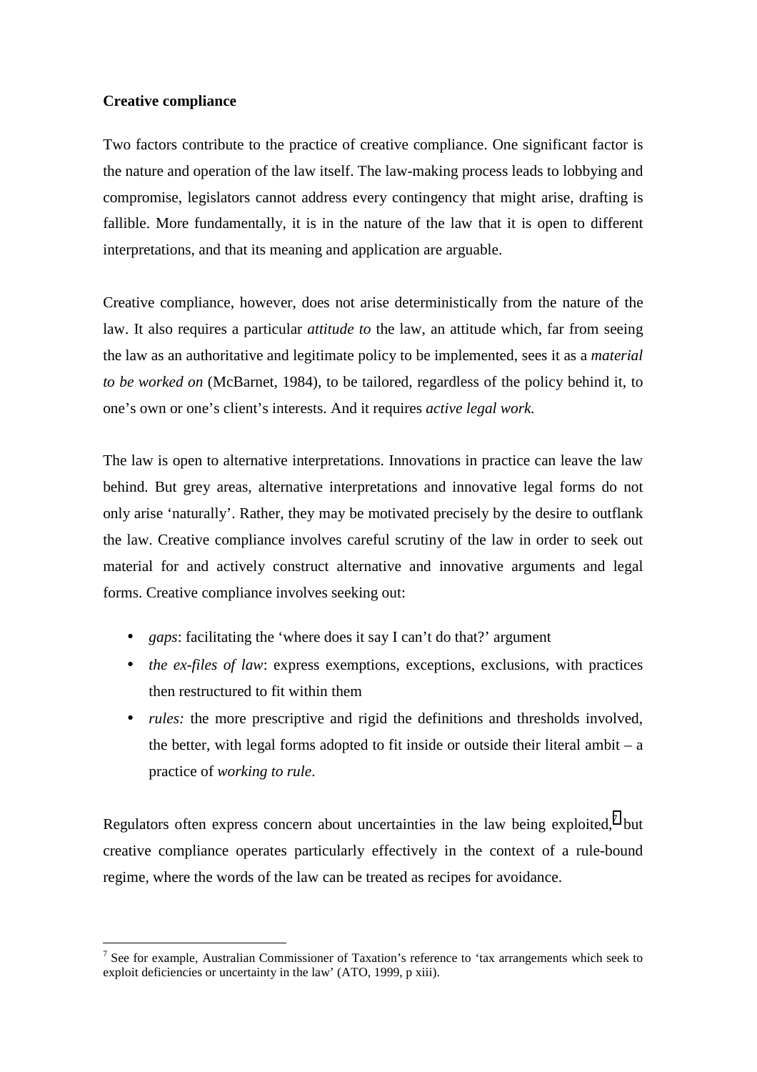**Creative compliance**

Two factors contribute to the practice of creative compliance. One significant factor is the nature and operation of the law itself. The law-making process leads to lobbying and compromise, legislators cannot address every contingency that might arise, drafting is fallible. More fundamentally, it is in the nature of the law that it is open to different interpretations, and that its meaning and application are arguable.

Creative compliance, however, does not arise deterministically from the nature of the law. It also requires a particular *attitude to* the law, an attitude which, far from seeing the law as an authoritative and legitimate policy to be implemented, sees it as a *material to be worked on* (McBarnet, 1984), to be tailored, regardless of the policy behind it, to one's own or one's client's interests. And it requires *active legal work.*

The law is open to alternative interpretations. Innovations in practice can leave the law behind. But grey areas, alternative interpretations and innovative legal forms do not only arise 'naturally'. Rather, they may be motivated precisely by the desire to outflank the law. Creative compliance involves careful scrutiny of the law in order to seek out material for and actively construct alternative and innovative arguments and legal forms. Creative compliance involves seeking out:

- *gaps*: facilitating the 'where does it say I can't do that?' argument
- *the ex-files of law*: express exemptions, exceptions, exclusions, with practices then restructured to fit within them
- *rules:* the more prescriptive and rigid the definitions and thresholds involved, the better, with legal forms adopted to fit inside or outside their literal ambit – a practice of *working to rule*.

Regulators often express concern about uncertainties in the law being exploited,[7] but creative compliance operates particularly effectively in the context of a rule-bound regime, where the words of the law can be treated as recipes for avoidance.

[7] See for example, Australian Commissioner of Taxation's reference to 'tax arrangements which seek to exploit deficiencies or uncertainty in the law' (ATO, 1999, p xiii).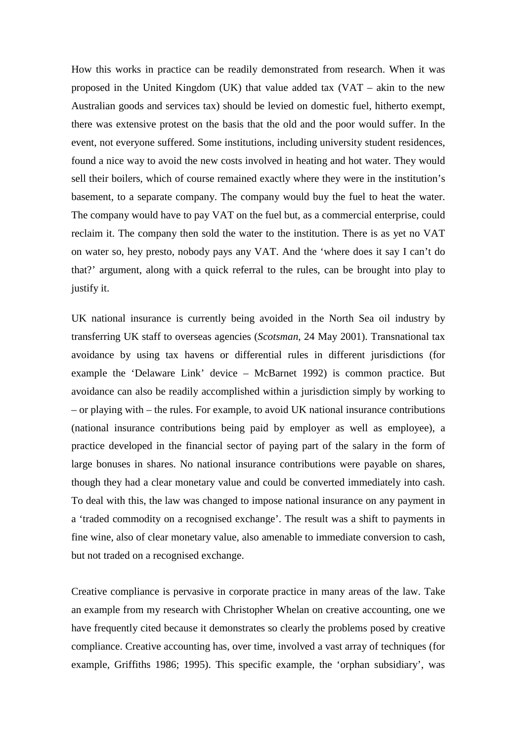How this works in practice can be readily demonstrated from research. When it was proposed in the United Kingdom (UK) that value added tax (VAT – akin to the new Australian goods and services tax) should be levied on domestic fuel, hitherto exempt, there was extensive protest on the basis that the old and the poor would suffer. In the event, not everyone suffered. Some institutions, including university student residences, found a nice way to avoid the new costs involved in heating and hot water. They would sell their boilers, which of course remained exactly where they were in the institution's basement, to a separate company. The company would buy the fuel to heat the water. The company would have to pay VAT on the fuel but, as a commercial enterprise, could reclaim it. The company then sold the water to the institution. There is as yet no VAT on water so, hey presto, nobody pays any VAT. And the 'where does it say I can't do that?' argument, along with a quick referral to the rules, can be brought into play to justify it.

UK national insurance is currently being avoided in the North Sea oil industry by transferring UK staff to overseas agencies (*Scotsman*, 24 May 2001). Transnational tax avoidance by using tax havens or differential rules in different jurisdictions (for example the 'Delaware Link' device – McBarnet 1992) is common practice. But avoidance can also be readily accomplished within a jurisdiction simply by working to – or playing with – the rules. For example, to avoid UK national insurance contributions (national insurance contributions being paid by employer as well as employee), a practice developed in the financial sector of paying part of the salary in the form of large bonuses in shares. No national insurance contributions were payable on shares, though they had a clear monetary value and could be converted immediately into cash. To deal with this, the law was changed to impose national insurance on any payment in a 'traded commodity on a recognised exchange'. The result was a shift to payments in fine wine, also of clear monetary value, also amenable to immediate conversion to cash, but not traded on a recognised exchange.

Creative compliance is pervasive in corporate practice in many areas of the law. Take an example from my research with Christopher Whelan on creative accounting, one we have frequently cited because it demonstrates so clearly the problems posed by creative compliance. Creative accounting has, over time, involved a vast array of techniques (for example, Griffiths 1986; 1995). This specific example, the 'orphan subsidiary', was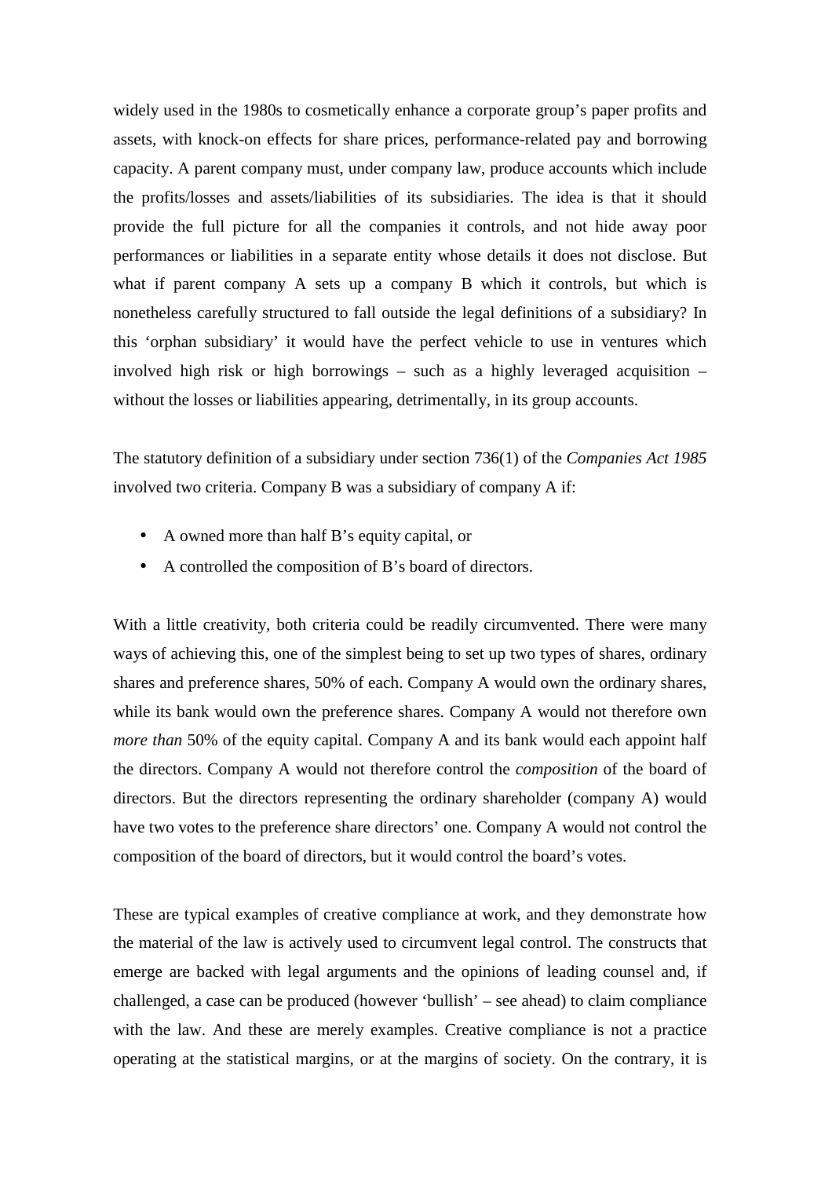widely used in the 1980s to cosmetically enhance a corporate group's paper profits and assets, with knock-on effects for share prices, performance-related pay and borrowing capacity. A parent company must, under company law, produce accounts which include the profits/losses and assets/liabilities of its subsidiaries. The idea is that it should provide the full picture for all the companies it controls, and not hide away poor performances or liabilities in a separate entity whose details it does not disclose. But what if parent company A sets up a company B which it controls, but which is nonetheless carefully structured to fall outside the legal definitions of a subsidiary? In this 'orphan subsidiary' it would have the perfect vehicle to use in ventures which involved high risk or high borrowings – such as a highly leveraged acquisition – without the losses or liabilities appearing, detrimentally, in its group accounts.

The statutory definition of a subsidiary under section 736(1) of the *Companies Act 1985* involved two criteria. Company B was a subsidiary of company A if:

- A owned more than half B's equity capital, or
- A controlled the composition of B's board of directors.

With a little creativity, both criteria could be readily circumvented. There were many ways of achieving this, one of the simplest being to set up two types of shares, ordinary shares and preference shares, 50% of each. Company A would own the ordinary shares, while its bank would own the preference shares. Company A would not therefore own *more than* 50% of the equity capital. Company A and its bank would each appoint half the directors. Company A would not therefore control the *composition* of the board of directors. But the directors representing the ordinary shareholder (company A) would have two votes to the preference share directors' one. Company A would not control the composition of the board of directors, but it would control the board's votes.

These are typical examples of creative compliance at work, and they demonstrate how the material of the law is actively used to circumvent legal control. The constructs that emerge are backed with legal arguments and the opinions of leading counsel and, if challenged, a case can be produced (however 'bullish' – see ahead) to claim compliance with the law. And these are merely examples. Creative compliance is not a practice operating at the statistical margins, or at the margins of society. On the contrary, it is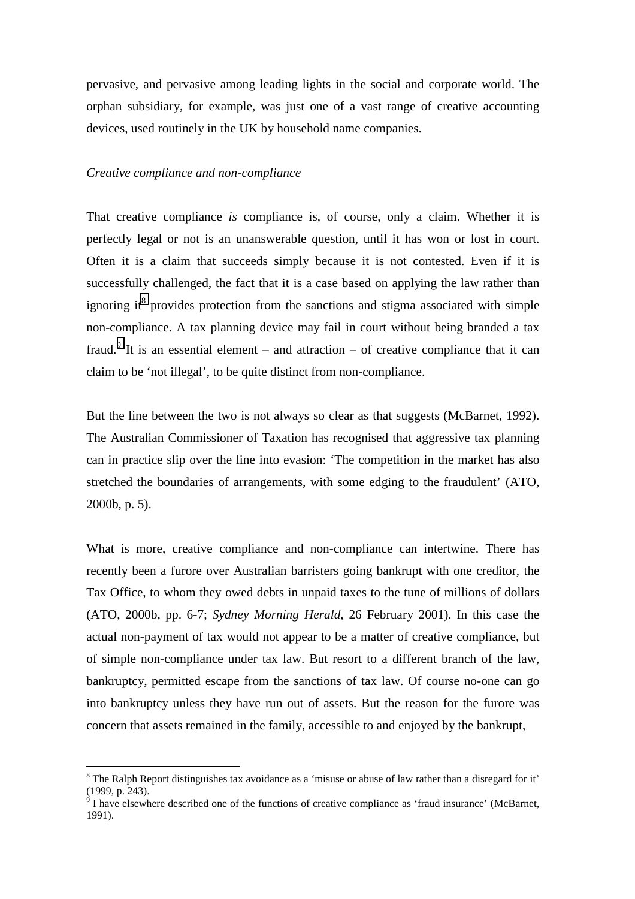pervasive, and pervasive among leading lights in the social and corporate world. The orphan subsidiary, for example, was just one of a vast range of creative accounting devices, used routinely in the UK by household name companies.

*Creative compliance and non-compliance*

That creative compliance *is* compliance is, of course, only a claim. Whether it is perfectly legal or not is an unanswerable question, until it has won or lost in court. Often it is a claim that succeeds simply because it is not contested. Even if it is successfully challenged, the fact that it is a case based on applying the law rather than ignoring it[8] provides protection from the sanctions and stigma associated with simple non-compliance. A tax planning device may fail in court without being branded a tax fraud.[9] It is an essential element – and attraction – of creative compliance that it can claim to be 'not illegal', to be quite distinct from non-compliance.

But the line between the two is not always so clear as that suggests (McBarnet, 1992). The Australian Commissioner of Taxation has recognised that aggressive tax planning can in practice slip over the line into evasion: 'The competition in the market has also stretched the boundaries of arrangements, with some edging to the fraudulent' (ATO, 2000b, p. 5).

What is more, creative compliance and non-compliance can intertwine. There has recently been a furore over Australian barristers going bankrupt with one creditor, the Tax Office, to whom they owed debts in unpaid taxes to the tune of millions of dollars (ATO, 2000b, pp. 6-7; *Sydney Morning Herald*, 26 February 2001). In this case the actual non-payment of tax would not appear to be a matter of creative compliance, but of simple non-compliance under tax law. But resort to a different branch of the law, bankruptcy, permitted escape from the sanctions of tax law. Of course no-one can go into bankruptcy unless they have run out of assets. But the reason for the furore was concern that assets remained in the family, accessible to and enjoyed by the bankrupt,

[8] The Ralph Report distinguishes tax avoidance as a 'misuse or abuse of law rather than a disregard for it' (1999, p. 243).

[9] I have elsewhere described one of the functions of creative compliance as 'fraud insurance' (McBarnet, 1991).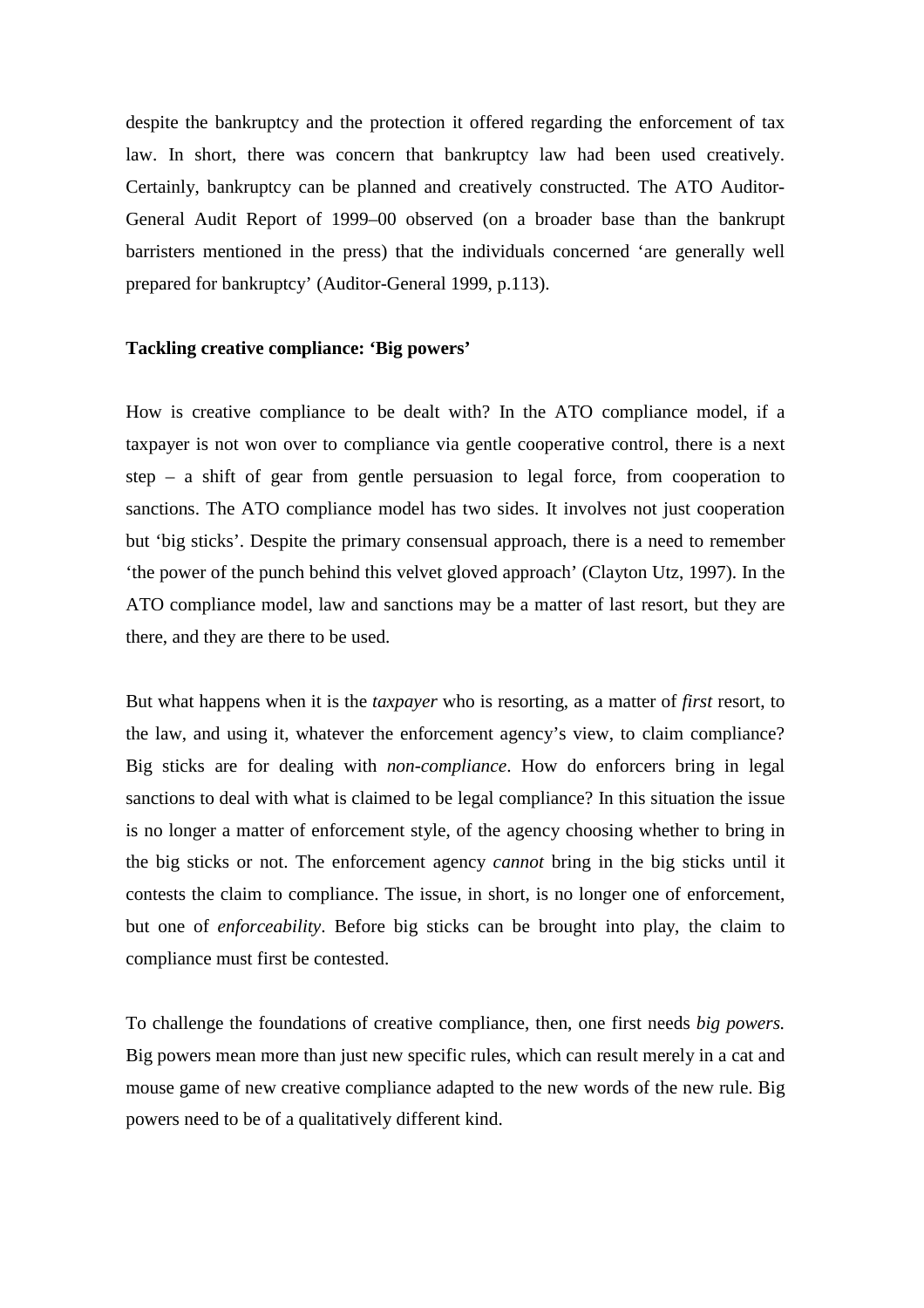despite the bankruptcy and the protection it offered regarding the enforcement of tax law. In short, there was concern that bankruptcy law had been used creatively. Certainly, bankruptcy can be planned and creatively constructed. The ATO Auditor-General Audit Report of 1999–00 observed (on a broader base than the bankrupt barristers mentioned in the press) that the individuals concerned 'are generally well prepared for bankruptcy' (Auditor-General 1999, p.113).

**Tackling creative compliance: 'Big powers'**

How is creative compliance to be dealt with? In the ATO compliance model, if a taxpayer is not won over to compliance via gentle cooperative control, there is a next step – a shift of gear from gentle persuasion to legal force, from cooperation to sanctions. The ATO compliance model has two sides. It involves not just cooperation but 'big sticks'. Despite the primary consensual approach, there is a need to remember 'the power of the punch behind this velvet gloved approach' (Clayton Utz, 1997). In the ATO compliance model, law and sanctions may be a matter of last resort, but they are there, and they are there to be used.

But what happens when it is the *taxpayer* who is resorting, as a matter of *first* resort, to the law, and using it, whatever the enforcement agency's view, to claim compliance? Big sticks are for dealing with *non-compliance*. How do enforcers bring in legal sanctions to deal with what is claimed to be legal compliance? In this situation the issue is no longer a matter of enforcement style, of the agency choosing whether to bring in the big sticks or not. The enforcement agency *cannot* bring in the big sticks until it contests the claim to compliance. The issue, in short, is no longer one of enforcement, but one of *enforceability*. Before big sticks can be brought into play, the claim to compliance must first be contested.

To challenge the foundations of creative compliance, then, one first needs *big powers.* Big powers mean more than just new specific rules, which can result merely in a cat and mouse game of new creative compliance adapted to the new words of the new rule. Big powers need to be of a qualitatively different kind.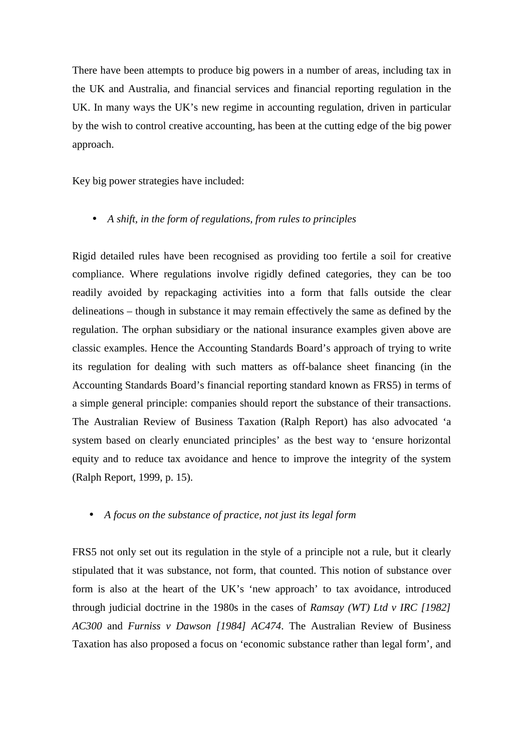There have been attempts to produce big powers in a number of areas, including tax in the UK and Australia, and financial services and financial reporting regulation in the UK. In many ways the UK's new regime in accounting regulation, driven in particular by the wish to control creative accounting, has been at the cutting edge of the big power approach.

Key big power strategies have included:

- *A shift, in the form of regulations, from rules to principles*

Rigid detailed rules have been recognised as providing too fertile a soil for creative compliance. Where regulations involve rigidly defined categories, they can be too readily avoided by repackaging activities into a form that falls outside the clear delineations – though in substance it may remain effectively the same as defined by the regulation. The orphan subsidiary or the national insurance examples given above are classic examples. Hence the Accounting Standards Board's approach of trying to write its regulation for dealing with such matters as off-balance sheet financing (in the Accounting Standards Board's financial reporting standard known as FRS5) in terms of a simple general principle: companies should report the substance of their transactions. The Australian Review of Business Taxation (Ralph Report) has also advocated 'a system based on clearly enunciated principles' as the best way to 'ensure horizontal equity and to reduce tax avoidance and hence to improve the integrity of the system (Ralph Report, 1999, p. 15).

- *A focus on the substance of practice, not just its legal form*

FRS5 not only set out its regulation in the style of a principle not a rule, but it clearly stipulated that it was substance, not form, that counted. This notion of substance over form is also at the heart of the UK's 'new approach' to tax avoidance, introduced through judicial doctrine in the 1980s in the cases of *Ramsay (WT) Ltd v IRC [1982] AC300* and *Furniss v Dawson [1984] AC474*. The Australian Review of Business Taxation has also proposed a focus on 'economic substance rather than legal form', and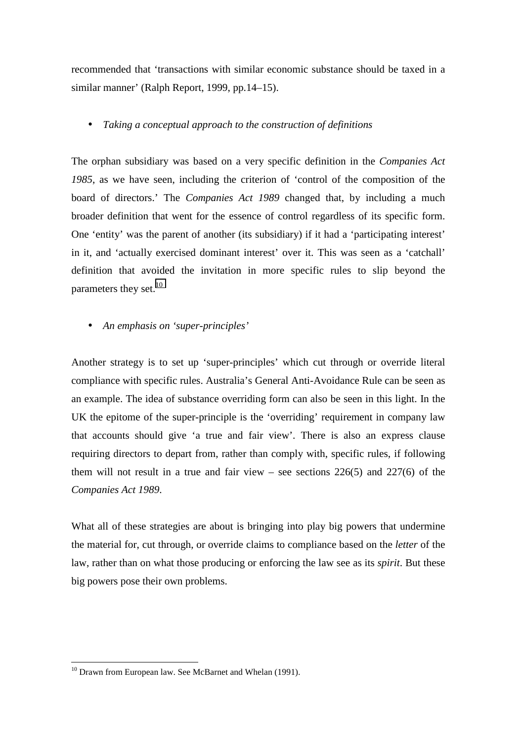recommended that 'transactions with similar economic substance should be taxed in a similar manner' (Ralph Report, 1999, pp.14–15).

- *Taking a conceptual approach to the construction of definitions*

The orphan subsidiary was based on a very specific definition in the *Companies Act 1985*, as we have seen, including the criterion of 'control of the composition of the board of directors.' The *Companies Act 1989* changed that, by including a much broader definition that went for the essence of control regardless of its specific form. One 'entity' was the parent of another (its subsidiary) if it had a 'participating interest' in it, and 'actually exercised dominant interest' over it. This was seen as a 'catchall' definition that avoided the invitation in more specific rules to slip beyond the parameters they set.[10]

- *An emphasis on 'super-principles'*

Another strategy is to set up 'super-principles' which cut through or override literal compliance with specific rules. Australia's General Anti-Avoidance Rule can be seen as an example. The idea of substance overriding form can also be seen in this light. In the UK the epitome of the super-principle is the 'overriding' requirement in company law that accounts should give 'a true and fair view'. There is also an express clause requiring directors to depart from, rather than comply with, specific rules, if following them will not result in a true and fair view – see sections 226(5) and 227(6) of the *Companies Act 1989*.

What all of these strategies are about is bringing into play big powers that undermine the material for, cut through, or override claims to compliance based on the *letter* of the law, rather than on what those producing or enforcing the law see as its *spirit*. But these big powers pose their own problems.

---

[10] Drawn from European law. See McBarnet and Whelan (1991).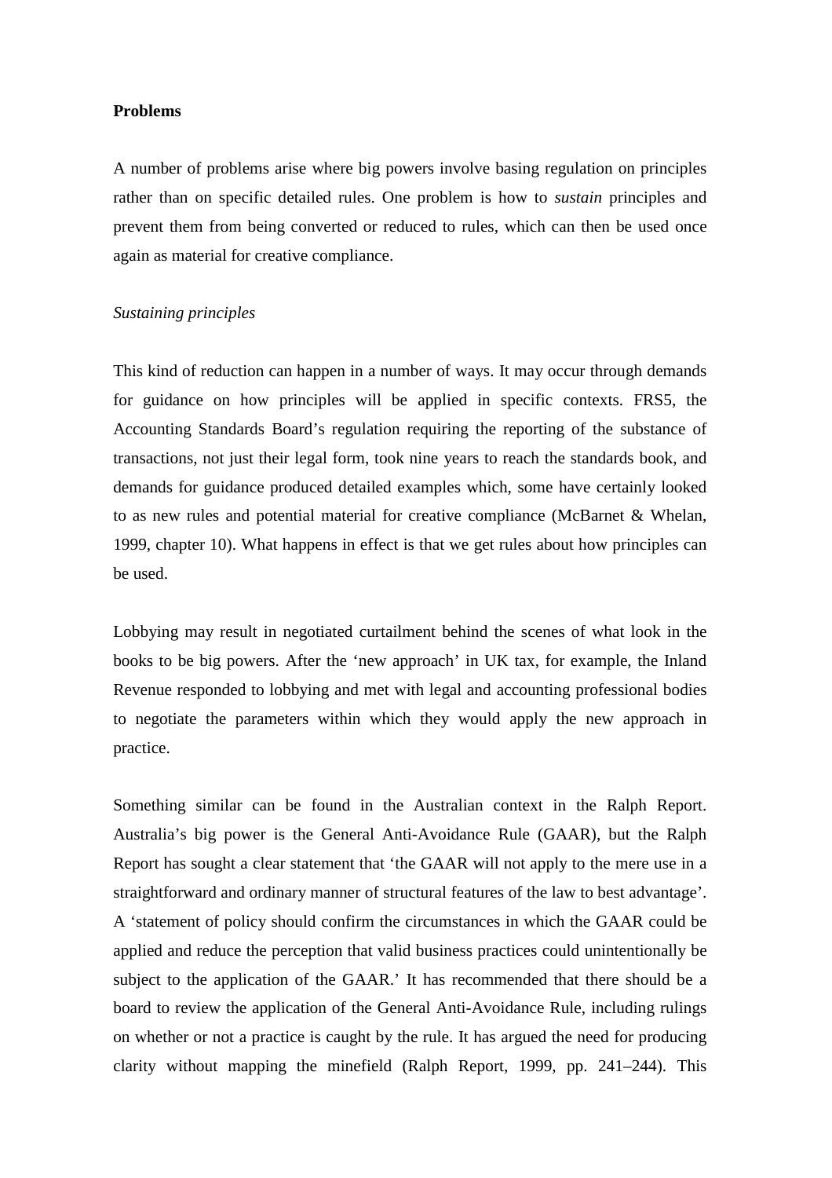**Problems**

A number of problems arise where big powers involve basing regulation on principles rather than on specific detailed rules. One problem is how to *sustain* principles and prevent them from being converted or reduced to rules, which can then be used once again as material for creative compliance.

*Sustaining principles*

This kind of reduction can happen in a number of ways. It may occur through demands for guidance on how principles will be applied in specific contexts. FRS5, the Accounting Standards Board's regulation requiring the reporting of the substance of transactions, not just their legal form, took nine years to reach the standards book, and demands for guidance produced detailed examples which, some have certainly looked to as new rules and potential material for creative compliance (McBarnet & Whelan, 1999, chapter 10). What happens in effect is that we get rules about how principles can be used.

Lobbying may result in negotiated curtailment behind the scenes of what look in the books to be big powers. After the 'new approach' in UK tax, for example, the Inland Revenue responded to lobbying and met with legal and accounting professional bodies to negotiate the parameters within which they would apply the new approach in practice.

Something similar can be found in the Australian context in the Ralph Report. Australia's big power is the General Anti-Avoidance Rule (GAAR), but the Ralph Report has sought a clear statement that 'the GAAR will not apply to the mere use in a straightforward and ordinary manner of structural features of the law to best advantage'. A 'statement of policy should confirm the circumstances in which the GAAR could be applied and reduce the perception that valid business practices could unintentionally be subject to the application of the GAAR.' It has recommended that there should be a board to review the application of the General Anti-Avoidance Rule, including rulings on whether or not a practice is caught by the rule. It has argued the need for producing clarity without mapping the minefield (Ralph Report, 1999, pp. 241–244). This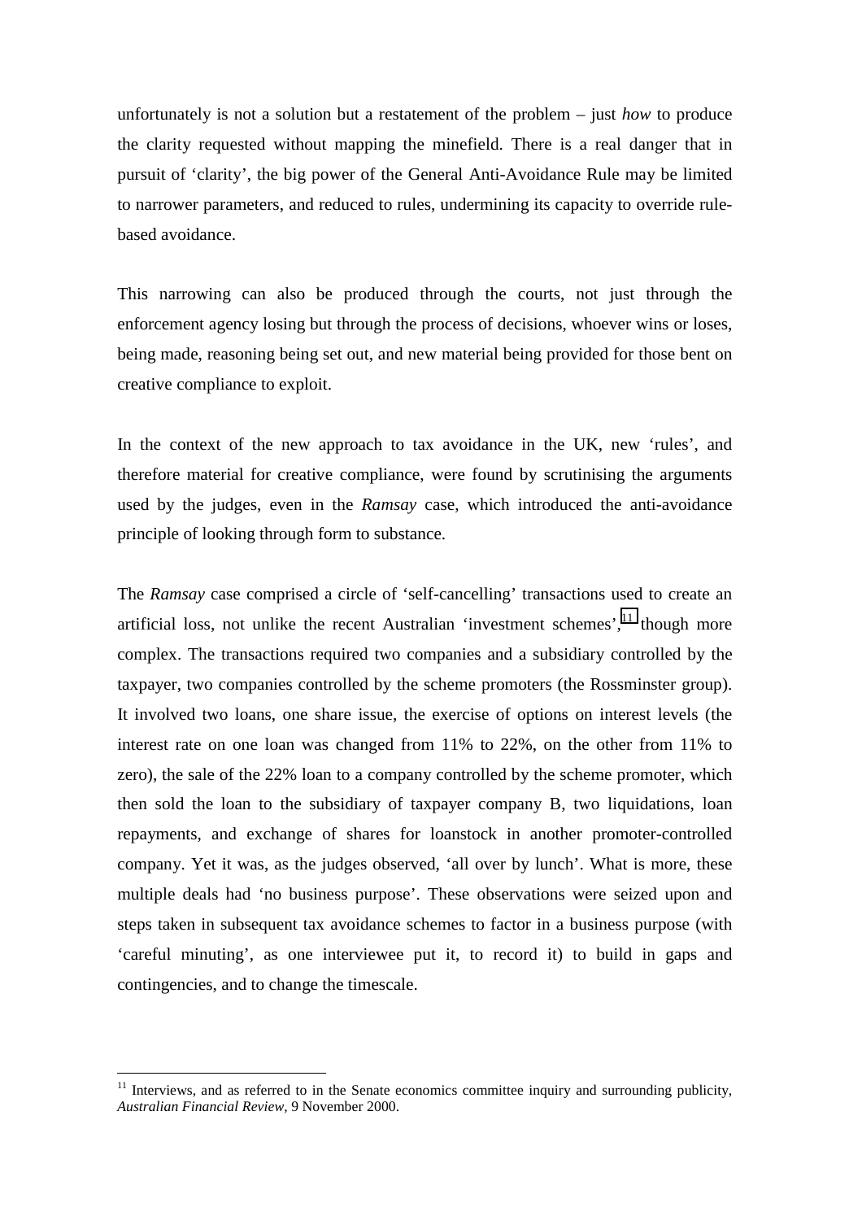unfortunately is not a solution but a restatement of the problem – just *how* to produce the clarity requested without mapping the minefield. There is a real danger that in pursuit of 'clarity', the big power of the General Anti-Avoidance Rule may be limited to narrower parameters, and reduced to rules, undermining its capacity to override rule-based avoidance.

This narrowing can also be produced through the courts, not just through the enforcement agency losing but through the process of decisions, whoever wins or loses, being made, reasoning being set out, and new material being provided for those bent on creative compliance to exploit.

In the context of the new approach to tax avoidance in the UK, new 'rules', and therefore material for creative compliance, were found by scrutinising the arguments used by the judges, even in the *Ramsay* case, which introduced the anti-avoidance principle of looking through form to substance.

The *Ramsay* case comprised a circle of 'self-cancelling' transactions used to create an artificial loss, not unlike the recent Australian 'investment schemes',[11] though more complex. The transactions required two companies and a subsidiary controlled by the taxpayer, two companies controlled by the scheme promoters (the Rossminster group). It involved two loans, one share issue, the exercise of options on interest levels (the interest rate on one loan was changed from 11% to 22%, on the other from 11% to zero), the sale of the 22% loan to a company controlled by the scheme promoter, which then sold the loan to the subsidiary of taxpayer company B, two liquidations, loan repayments, and exchange of shares for loanstock in another promoter-controlled company. Yet it was, as the judges observed, 'all over by lunch'. What is more, these multiple deals had 'no business purpose'. These observations were seized upon and steps taken in subsequent tax avoidance schemes to factor in a business purpose (with 'careful minuting', as one interviewee put it, to record it) to build in gaps and contingencies, and to change the timescale.

[11] Interviews, and as referred to in the Senate economics committee inquiry and surrounding publicity, *Australian Financial Review*, 9 November 2000.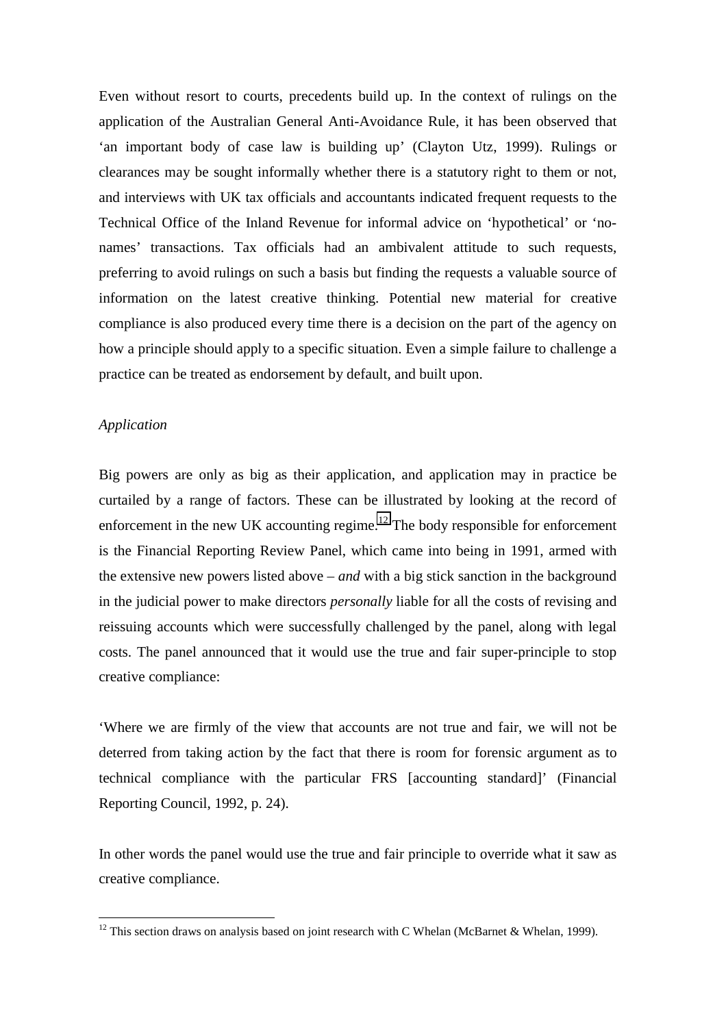Even without resort to courts, precedents build up. In the context of rulings on the application of the Australian General Anti-Avoidance Rule, it has been observed that 'an important body of case law is building up' (Clayton Utz, 1999). Rulings or clearances may be sought informally whether there is a statutory right to them or not, and interviews with UK tax officials and accountants indicated frequent requests to the Technical Office of the Inland Revenue for informal advice on 'hypothetical' or 'no-names' transactions. Tax officials had an ambivalent attitude to such requests, preferring to avoid rulings on such a basis but finding the requests a valuable source of information on the latest creative thinking. Potential new material for creative compliance is also produced every time there is a decision on the part of the agency on how a principle should apply to a specific situation. Even a simple failure to challenge a practice can be treated as endorsement by default, and built upon.

*Application*

Big powers are only as big as their application, and application may in practice be curtailed by a range of factors. These can be illustrated by looking at the record of enforcement in the new UK accounting regime.[12] The body responsible for enforcement is the Financial Reporting Review Panel, which came into being in 1991, armed with the extensive new powers listed above – *and* with a big stick sanction in the background in the judicial power to make directors *personally* liable for all the costs of revising and reissuing accounts which were successfully challenged by the panel, along with legal costs. The panel announced that it would use the true and fair super-principle to stop creative compliance:

'Where we are firmly of the view that accounts are not true and fair, we will not be deterred from taking action by the fact that there is room for forensic argument as to technical compliance with the particular FRS [accounting standard]' (Financial Reporting Council, 1992, p. 24).

In other words the panel would use the true and fair principle to override what it saw as creative compliance.

[12] This section draws on analysis based on joint research with C Whelan (McBarnet & Whelan, 1999).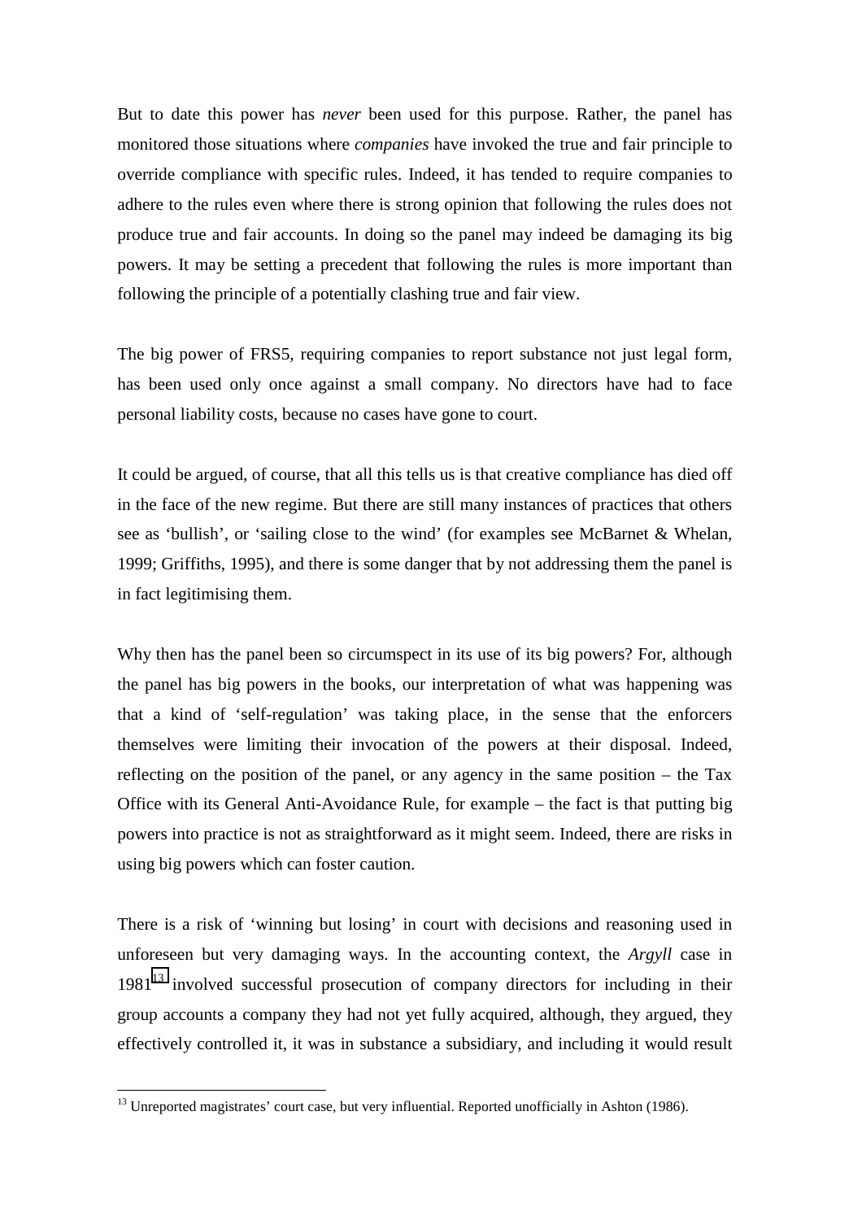But to date this power has *never* been used for this purpose. Rather, the panel has monitored those situations where *companies* have invoked the true and fair principle to override compliance with specific rules. Indeed, it has tended to require companies to adhere to the rules even where there is strong opinion that following the rules does not produce true and fair accounts. In doing so the panel may indeed be damaging its big powers. It may be setting a precedent that following the rules is more important than following the principle of a potentially clashing true and fair view.

The big power of FRS5, requiring companies to report substance not just legal form, has been used only once against a small company. No directors have had to face personal liability costs, because no cases have gone to court.

It could be argued, of course, that all this tells us is that creative compliance has died off in the face of the new regime. But there are still many instances of practices that others see as 'bullish', or 'sailing close to the wind' (for examples see McBarnet & Whelan, 1999; Griffiths, 1995), and there is some danger that by not addressing them the panel is in fact legitimising them.

Why then has the panel been so circumspect in its use of its big powers? For, although the panel has big powers in the books, our interpretation of what was happening was that a kind of 'self-regulation' was taking place, in the sense that the enforcers themselves were limiting their invocation of the powers at their disposal. Indeed, reflecting on the position of the panel, or any agency in the same position – the Tax Office with its General Anti-Avoidance Rule, for example – the fact is that putting big powers into practice is not as straightforward as it might seem. Indeed, there are risks in using big powers which can foster caution.

There is a risk of 'winning but losing' in court with decisions and reasoning used in unforeseen but very damaging ways. In the accounting context, the *Argyll* case in 1981[13] involved successful prosecution of company directors for including in their group accounts a company they had not yet fully acquired, although, they argued, they effectively controlled it, it was in substance a subsidiary, and including it would result

[13] Unreported magistrates' court case, but very influential. Reported unofficially in Ashton (1986).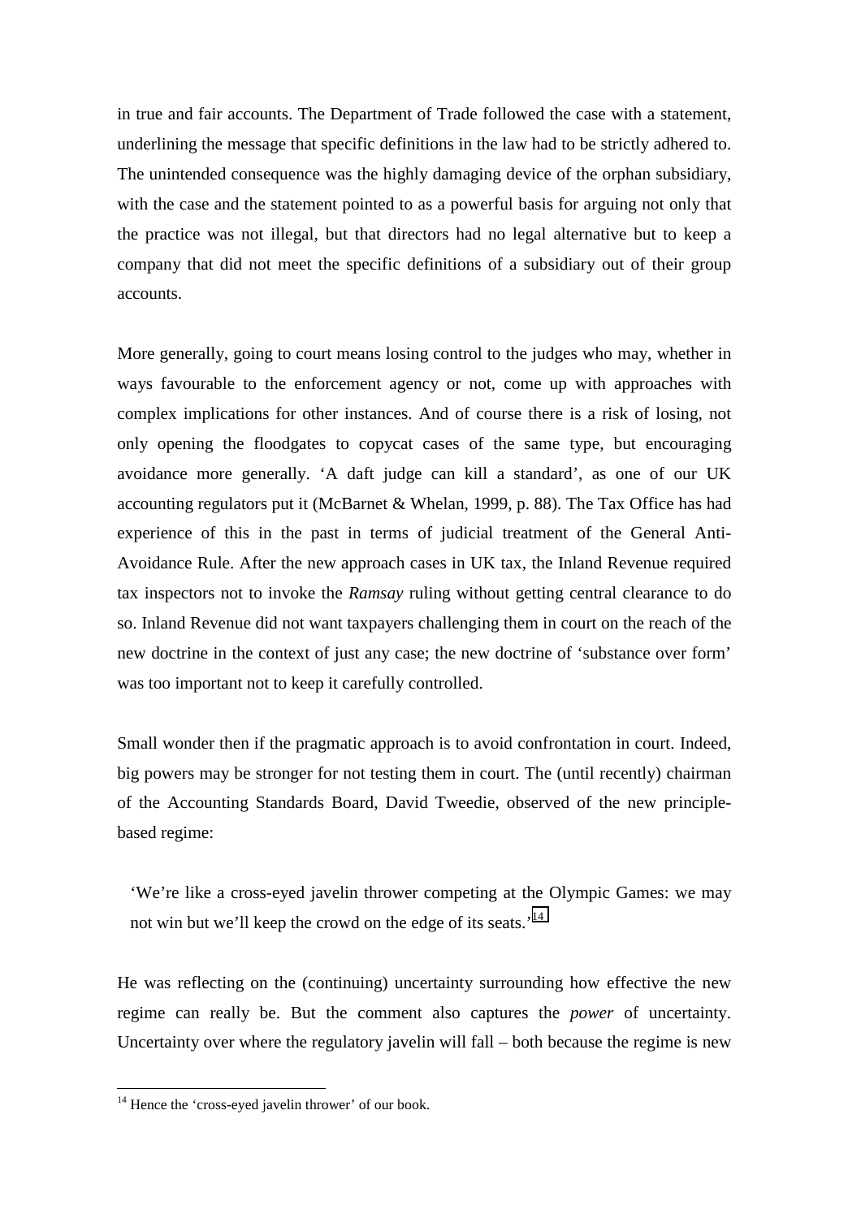in true and fair accounts. The Department of Trade followed the case with a statement, underlining the message that specific definitions in the law had to be strictly adhered to. The unintended consequence was the highly damaging device of the orphan subsidiary, with the case and the statement pointed to as a powerful basis for arguing not only that the practice was not illegal, but that directors had no legal alternative but to keep a company that did not meet the specific definitions of a subsidiary out of their group accounts.

More generally, going to court means losing control to the judges who may, whether in ways favourable to the enforcement agency or not, come up with approaches with complex implications for other instances. And of course there is a risk of losing, not only opening the floodgates to copycat cases of the same type, but encouraging avoidance more generally. 'A daft judge can kill a standard', as one of our UK accounting regulators put it (McBarnet & Whelan, 1999, p. 88). The Tax Office has had experience of this in the past in terms of judicial treatment of the General Anti-Avoidance Rule. After the new approach cases in UK tax, the Inland Revenue required tax inspectors not to invoke the *Ramsay* ruling without getting central clearance to do so. Inland Revenue did not want taxpayers challenging them in court on the reach of the new doctrine in the context of just any case; the new doctrine of 'substance over form' was too important not to keep it carefully controlled.

Small wonder then if the pragmatic approach is to avoid confrontation in court. Indeed, big powers may be stronger for not testing them in court. The (until recently) chairman of the Accounting Standards Board, David Tweedie, observed of the new principle-based regime:

> 'We're like a cross-eyed javelin thrower competing at the Olympic Games: we may not win but we'll keep the crowd on the edge of its seats.'[14]

He was reflecting on the (continuing) uncertainty surrounding how effective the new regime can really be. But the comment also captures the *power* of uncertainty. Uncertainty over where the regulatory javelin will fall – both because the regime is new

[14] Hence the 'cross-eyed javelin thrower' of our book.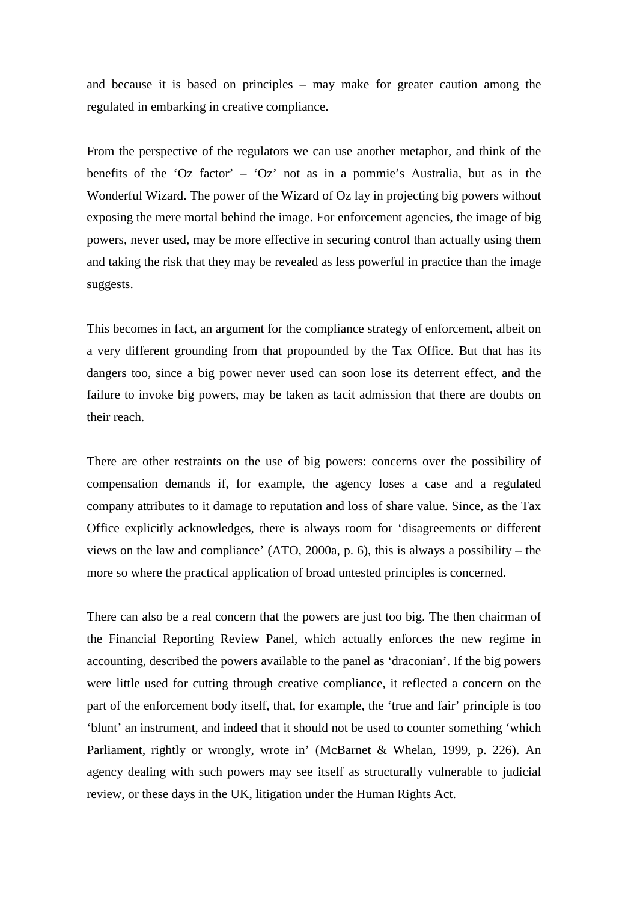and because it is based on principles – may make for greater caution among the regulated in embarking in creative compliance.

From the perspective of the regulators we can use another metaphor, and think of the benefits of the 'Oz factor' – 'Oz' not as in a pommie's Australia, but as in the Wonderful Wizard. The power of the Wizard of Oz lay in projecting big powers without exposing the mere mortal behind the image. For enforcement agencies, the image of big powers, never used, may be more effective in securing control than actually using them and taking the risk that they may be revealed as less powerful in practice than the image suggests.

This becomes in fact, an argument for the compliance strategy of enforcement, albeit on a very different grounding from that propounded by the Tax Office. But that has its dangers too, since a big power never used can soon lose its deterrent effect, and the failure to invoke big powers, may be taken as tacit admission that there are doubts on their reach.

There are other restraints on the use of big powers: concerns over the possibility of compensation demands if, for example, the agency loses a case and a regulated company attributes to it damage to reputation and loss of share value. Since, as the Tax Office explicitly acknowledges, there is always room for 'disagreements or different views on the law and compliance' (ATO, 2000a, p. 6), this is always a possibility – the more so where the practical application of broad untested principles is concerned.

There can also be a real concern that the powers are just too big. The then chairman of the Financial Reporting Review Panel, which actually enforces the new regime in accounting, described the powers available to the panel as 'draconian'. If the big powers were little used for cutting through creative compliance, it reflected a concern on the part of the enforcement body itself, that, for example, the 'true and fair' principle is too 'blunt' an instrument, and indeed that it should not be used to counter something 'which Parliament, rightly or wrongly, wrote in' (McBarnet & Whelan, 1999, p. 226). An agency dealing with such powers may see itself as structurally vulnerable to judicial review, or these days in the UK, litigation under the Human Rights Act.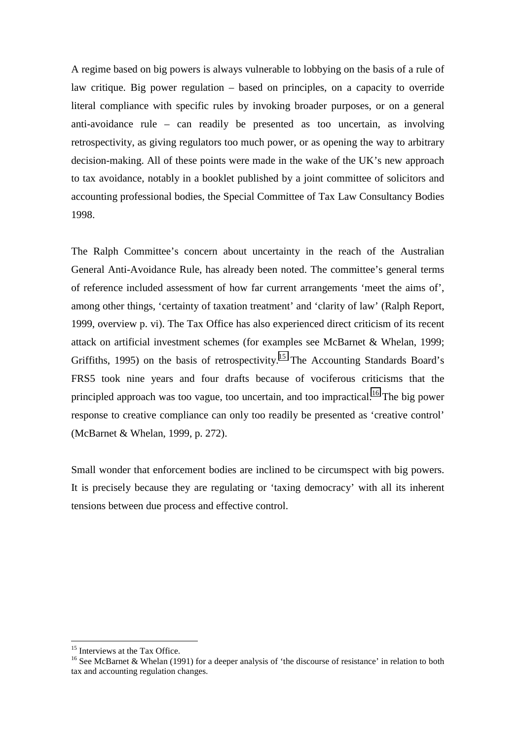A regime based on big powers is always vulnerable to lobbying on the basis of a rule of law critique. Big power regulation – based on principles, on a capacity to override literal compliance with specific rules by invoking broader purposes, or on a general anti-avoidance rule – can readily be presented as too uncertain, as involving retrospectivity, as giving regulators too much power, or as opening the way to arbitrary decision-making. All of these points were made in the wake of the UK's new approach to tax avoidance, notably in a booklet published by a joint committee of solicitors and accounting professional bodies, the Special Committee of Tax Law Consultancy Bodies 1998.

The Ralph Committee's concern about uncertainty in the reach of the Australian General Anti-Avoidance Rule, has already been noted. The committee's general terms of reference included assessment of how far current arrangements 'meet the aims of', among other things, 'certainty of taxation treatment' and 'clarity of law' (Ralph Report, 1999, overview p. vi). The Tax Office has also experienced direct criticism of its recent attack on artificial investment schemes (for examples see McBarnet & Whelan, 1999; Griffiths, 1995) on the basis of retrospectivity.[15] The Accounting Standards Board's FRS5 took nine years and four drafts because of vociferous criticisms that the principled approach was too vague, too uncertain, and too impractical.[16] The big power response to creative compliance can only too readily be presented as 'creative control' (McBarnet & Whelan, 1999, p. 272).

Small wonder that enforcement bodies are inclined to be circumspect with big powers. It is precisely because they are regulating or 'taxing democracy' with all its inherent tensions between due process and effective control.

---

[15] Interviews at the Tax Office.

[16] See McBarnet & Whelan (1991) for a deeper analysis of 'the discourse of resistance' in relation to both tax and accounting regulation changes.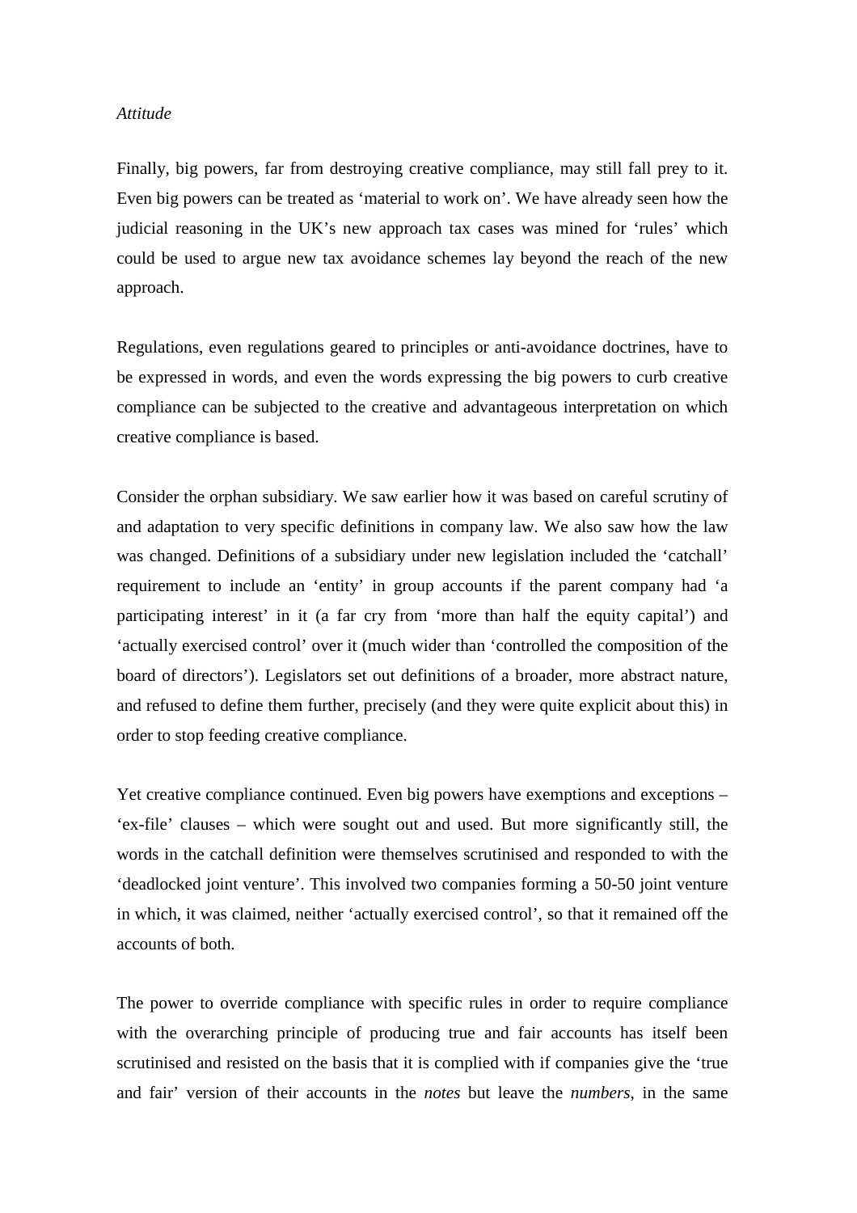*Attitude*

Finally, big powers, far from destroying creative compliance, may still fall prey to it. Even big powers can be treated as 'material to work on'. We have already seen how the judicial reasoning in the UK's new approach tax cases was mined for 'rules' which could be used to argue new tax avoidance schemes lay beyond the reach of the new approach.

Regulations, even regulations geared to principles or anti-avoidance doctrines, have to be expressed in words, and even the words expressing the big powers to curb creative compliance can be subjected to the creative and advantageous interpretation on which creative compliance is based.

Consider the orphan subsidiary. We saw earlier how it was based on careful scrutiny of and adaptation to very specific definitions in company law. We also saw how the law was changed. Definitions of a subsidiary under new legislation included the 'catchall' requirement to include an 'entity' in group accounts if the parent company had 'a participating interest' in it (a far cry from 'more than half the equity capital') and 'actually exercised control' over it (much wider than 'controlled the composition of the board of directors'). Legislators set out definitions of a broader, more abstract nature, and refused to define them further, precisely (and they were quite explicit about this) in order to stop feeding creative compliance.

Yet creative compliance continued. Even big powers have exemptions and exceptions – 'ex-file' clauses – which were sought out and used. But more significantly still, the words in the catchall definition were themselves scrutinised and responded to with the 'deadlocked joint venture'. This involved two companies forming a 50-50 joint venture in which, it was claimed, neither 'actually exercised control', so that it remained off the accounts of both.

The power to override compliance with specific rules in order to require compliance with the overarching principle of producing true and fair accounts has itself been scrutinised and resisted on the basis that it is complied with if companies give the 'true and fair' version of their accounts in the *notes* but leave the *numbers*, in the same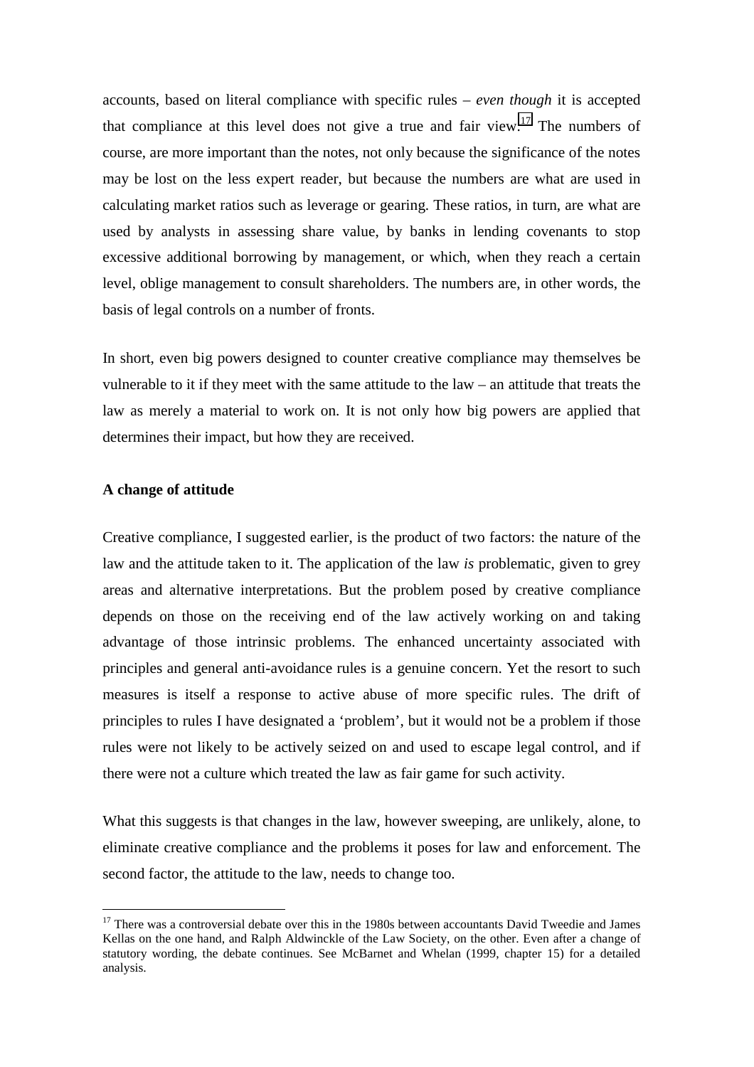accounts, based on literal compliance with specific rules – *even though* it is accepted that compliance at this level does not give a true and fair view.[17] The numbers of course, are more important than the notes, not only because the significance of the notes may be lost on the less expert reader, but because the numbers are what are used in calculating market ratios such as leverage or gearing. These ratios, in turn, are what are used by analysts in assessing share value, by banks in lending covenants to stop excessive additional borrowing by management, or which, when they reach a certain level, oblige management to consult shareholders. The numbers are, in other words, the basis of legal controls on a number of fronts.

In short, even big powers designed to counter creative compliance may themselves be vulnerable to it if they meet with the same attitude to the law – an attitude that treats the law as merely a material to work on. It is not only how big powers are applied that determines their impact, but how they are received.

**A change of attitude**

Creative compliance, I suggested earlier, is the product of two factors: the nature of the law and the attitude taken to it. The application of the law *is* problematic, given to grey areas and alternative interpretations. But the problem posed by creative compliance depends on those on the receiving end of the law actively working on and taking advantage of those intrinsic problems. The enhanced uncertainty associated with principles and general anti-avoidance rules is a genuine concern. Yet the resort to such measures is itself a response to active abuse of more specific rules. The drift of principles to rules I have designated a 'problem', but it would not be a problem if those rules were not likely to be actively seized on and used to escape legal control, and if there were not a culture which treated the law as fair game for such activity.

What this suggests is that changes in the law, however sweeping, are unlikely, alone, to eliminate creative compliance and the problems it poses for law and enforcement. The second factor, the attitude to the law, needs to change too.

[17] There was a controversial debate over this in the 1980s between accountants David Tweedie and James Kellas on the one hand, and Ralph Aldwinckle of the Law Society, on the other. Even after a change of statutory wording, the debate continues. See McBarnet and Whelan (1999, chapter 15) for a detailed analysis.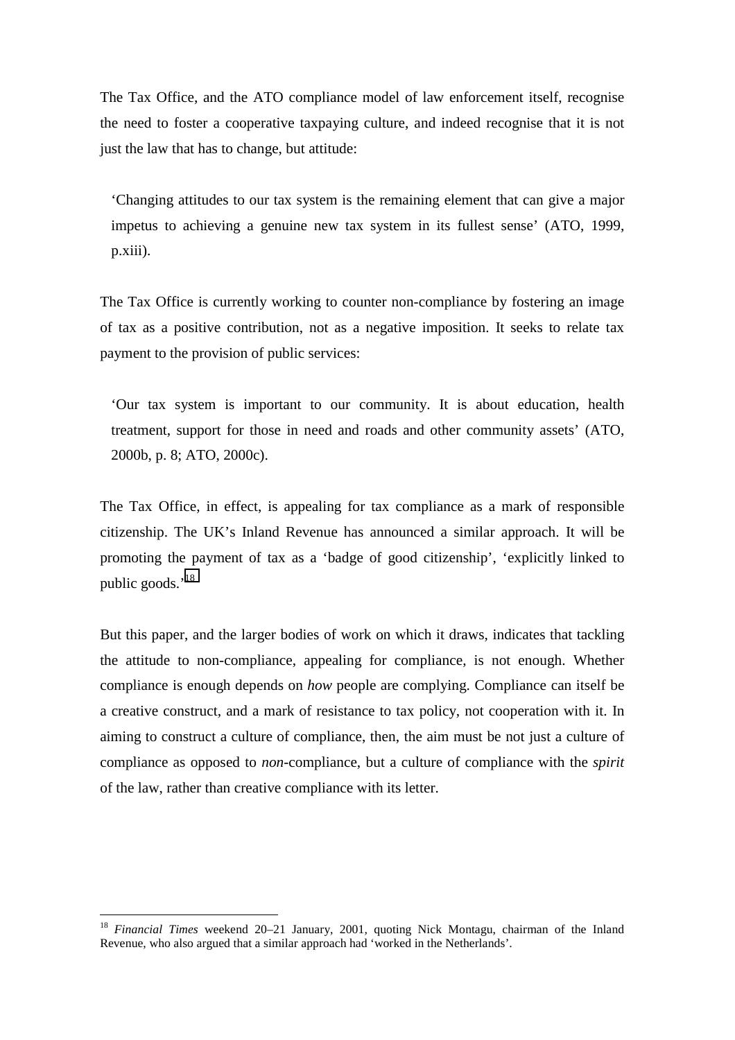The Tax Office, and the ATO compliance model of law enforcement itself, recognise the need to foster a cooperative taxpaying culture, and indeed recognise that it is not just the law that has to change, but attitude:

> 'Changing attitudes to our tax system is the remaining element that can give a major impetus to achieving a genuine new tax system in its fullest sense' (ATO, 1999, p.xiii).

The Tax Office is currently working to counter non-compliance by fostering an image of tax as a positive contribution, not as a negative imposition. It seeks to relate tax payment to the provision of public services:

> 'Our tax system is important to our community. It is about education, health treatment, support for those in need and roads and other community assets' (ATO, 2000b, p. 8; ATO, 2000c).

The Tax Office, in effect, is appealing for tax compliance as a mark of responsible citizenship. The UK's Inland Revenue has announced a similar approach. It will be promoting the payment of tax as a 'badge of good citizenship', 'explicitly linked to public goods.'[18]

But this paper, and the larger bodies of work on which it draws, indicates that tackling the attitude to non-compliance, appealing for compliance, is not enough. Whether compliance is enough depends on *how* people are complying. Compliance can itself be a creative construct, and a mark of resistance to tax policy, not cooperation with it. In aiming to construct a culture of compliance, then, the aim must be not just a culture of compliance as opposed to *non*-compliance, but a culture of compliance with the *spirit* of the law, rather than creative compliance with its letter.

---

[18] *Financial Times* weekend 20–21 January, 2001, quoting Nick Montagu, chairman of the Inland Revenue, who also argued that a similar approach had 'worked in the Netherlands'.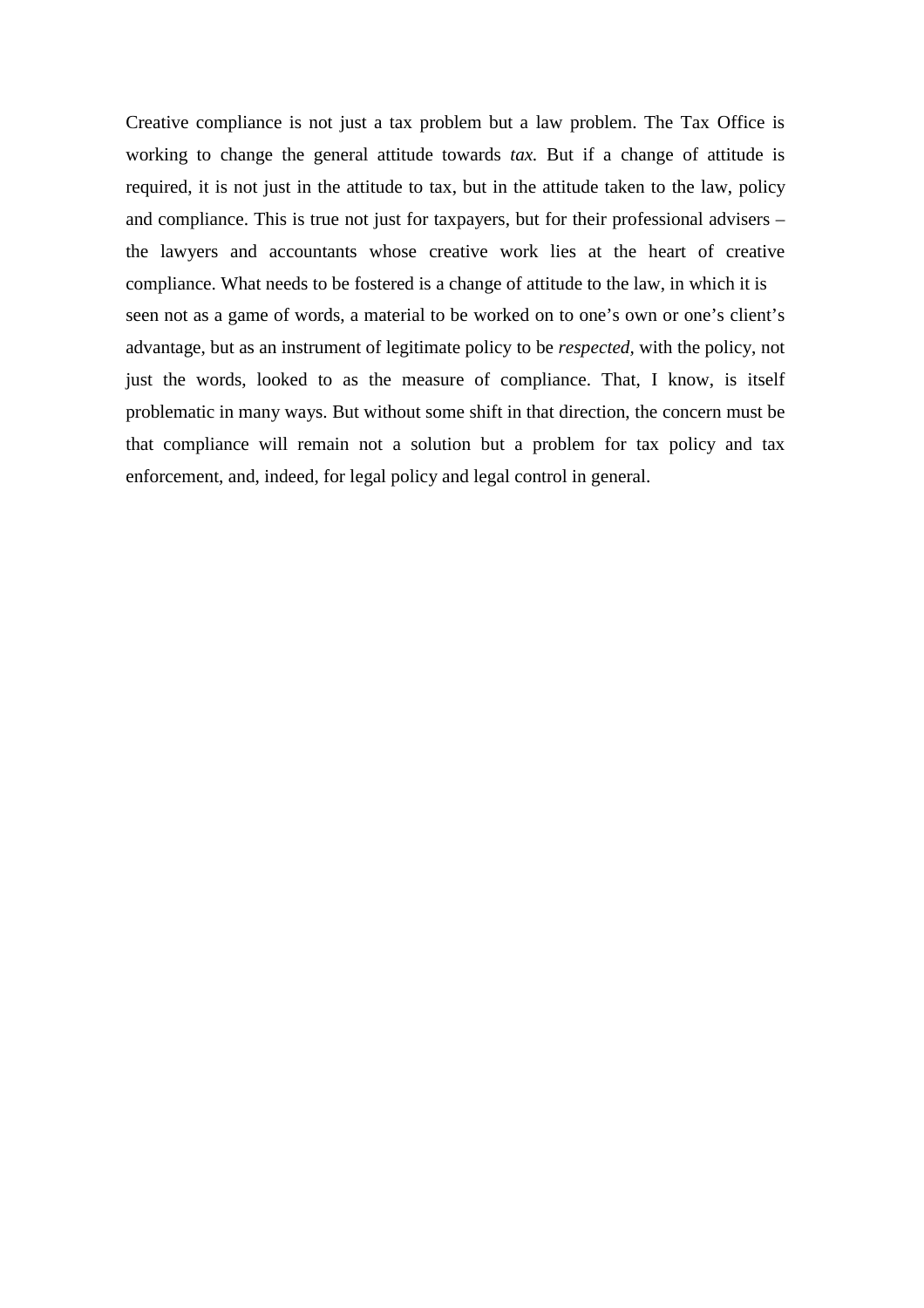Creative compliance is not just a tax problem but a law problem. The Tax Office is working to change the general attitude towards *tax.* But if a change of attitude is required, it is not just in the attitude to tax, but in the attitude taken to the law, policy and compliance. This is true not just for taxpayers, but for their professional advisers – the lawyers and accountants whose creative work lies at the heart of creative compliance. What needs to be fostered is a change of attitude to the law, in which it is seen not as a game of words, a material to be worked on to one's own or one's client's advantage, but as an instrument of legitimate policy to be *respected*, with the policy, not just the words, looked to as the measure of compliance. That, I know, is itself problematic in many ways. But without some shift in that direction, the concern must be that compliance will remain not a solution but a problem for tax policy and tax enforcement, and, indeed, for legal policy and legal control in general.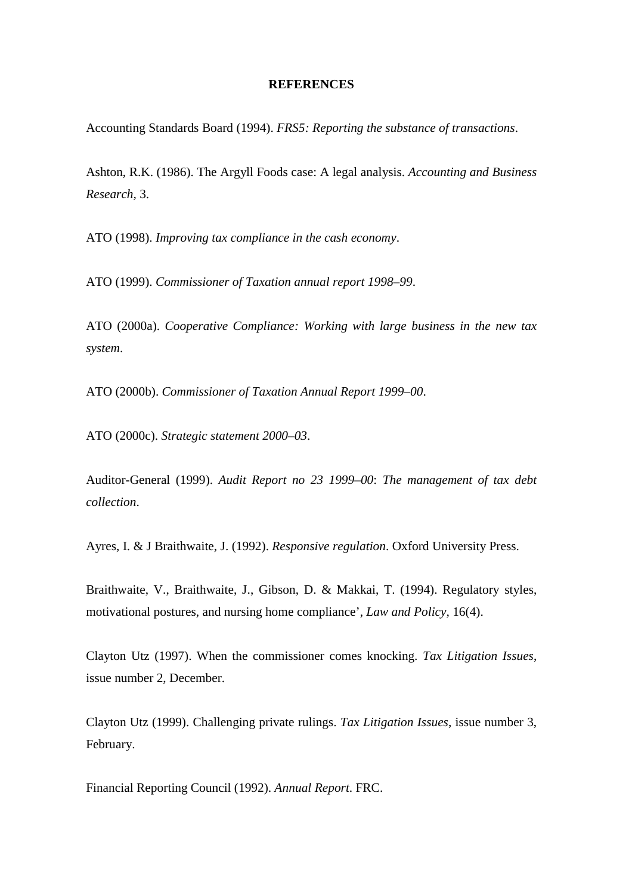**REFERENCES**

Accounting Standards Board (1994). *FRS5: Reporting the substance of transactions*.

Ashton, R.K. (1986). The Argyll Foods case: A legal analysis. *Accounting and Business Research*, 3.

ATO (1998). *Improving tax compliance in the cash economy*.

ATO (1999). *Commissioner of Taxation annual report 1998–99*.

ATO (2000a). *Cooperative Compliance: Working with large business in the new tax system*.

ATO (2000b). *Commissioner of Taxation Annual Report 1999–00*.

ATO (2000c). *Strategic statement 2000–03*.

Auditor-General (1999). *Audit Report no 23 1999–00*: *The management of tax debt collection*.

Ayres, I. & J Braithwaite, J. (1992). *Responsive regulation*. Oxford University Press.

Braithwaite, V., Braithwaite, J., Gibson, D. & Makkai, T. (1994). Regulatory styles, motivational postures, and nursing home compliance', *Law and Policy*, 16(4).

Clayton Utz (1997). When the commissioner comes knocking. *Tax Litigation Issues*, issue number 2, December.

Clayton Utz (1999). Challenging private rulings. *Tax Litigation Issues*, issue number 3, February.

Financial Reporting Council (1992). *Annual Report*. FRC.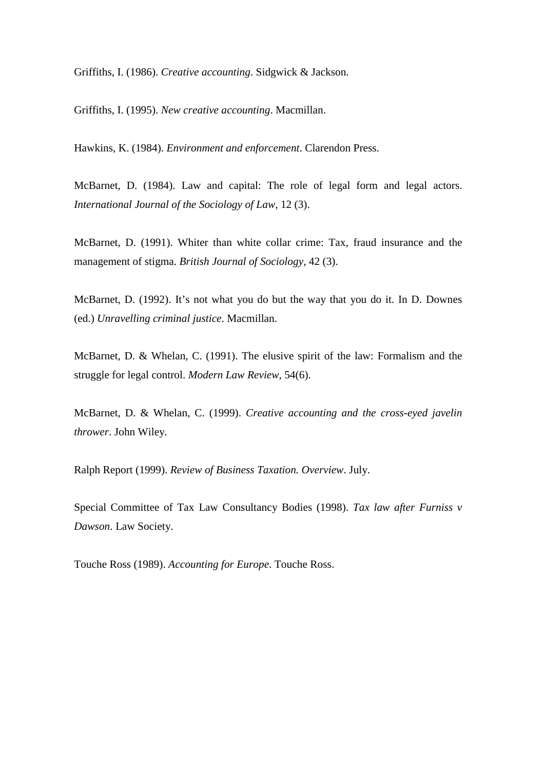Griffiths, I. (1986). *Creative accounting*. Sidgwick & Jackson.

Griffiths, I. (1995). *New creative accounting*. Macmillan.

Hawkins, K. (1984). *Environment and enforcement*. Clarendon Press.

McBarnet, D. (1984). Law and capital: The role of legal form and legal actors. *International Journal of the Sociology of Law*, 12 (3).

McBarnet, D. (1991). Whiter than white collar crime: Tax, fraud insurance and the management of stigma. *British Journal of Sociology*, 42 (3).

McBarnet, D. (1992). It's not what you do but the way that you do it. In D. Downes (ed.) *Unravelling criminal justice*. Macmillan.

McBarnet, D. & Whelan, C. (1991). The elusive spirit of the law: Formalism and the struggle for legal control. *Modern Law Review*, 54(6).

McBarnet, D. & Whelan, C. (1999). *Creative accounting and the cross-eyed javelin thrower*. John Wiley.

Ralph Report (1999). *Review of Business Taxation. Overview*. July.

Special Committee of Tax Law Consultancy Bodies (1998). *Tax law after Furniss v Dawson*. Law Society.

Touche Ross (1989). *Accounting for Europe*. Touche Ross.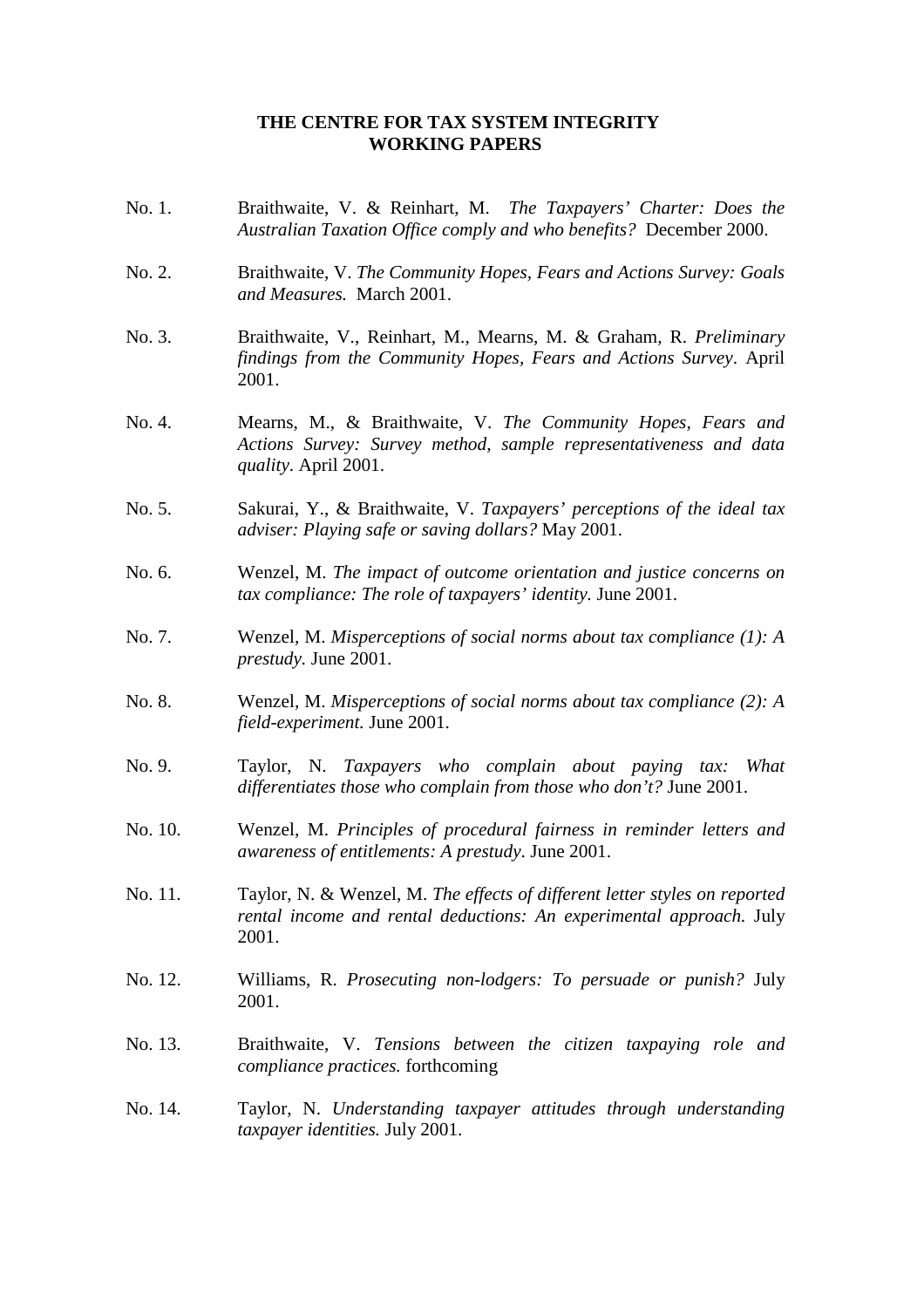**THE CENTRE FOR TAX SYSTEM INTEGRITY**
**WORKING PAPERS**

No. 1. Braithwaite, V. & Reinhart, M. *The Taxpayers' Charter: Does the Australian Taxation Office comply and who benefits?* December 2000.

No. 2. Braithwaite, V. *The Community Hopes, Fears and Actions Survey: Goals and Measures.* March 2001.

No. 3. Braithwaite, V., Reinhart, M., Mearns, M. & Graham, R. *Preliminary findings from the Community Hopes, Fears and Actions Survey*. April 2001.

No. 4. Mearns, M., & Braithwaite, V. *The Community Hopes, Fears and Actions Survey: Survey method, sample representativeness and data quality.* April 2001.

No. 5. Sakurai, Y., & Braithwaite, V. *Taxpayers' perceptions of the ideal tax adviser: Playing safe or saving dollars?* May 2001.

No. 6. Wenzel, M. *The impact of outcome orientation and justice concerns on tax compliance: The role of taxpayers' identity.* June 2001.

No. 7. Wenzel, M. *Misperceptions of social norms about tax compliance (1): A prestudy.* June 2001.

No. 8. Wenzel, M. *Misperceptions of social norms about tax compliance (2): A field-experiment.* June 2001.

No. 9. Taylor, N. *Taxpayers who complain about paying tax: What differentiates those who complain from those who don't?* June 2001.

No. 10. Wenzel, M. *Principles of procedural fairness in reminder letters and awareness of entitlements: A prestudy.* June 2001.

No. 11. Taylor, N. & Wenzel, M. *The effects of different letter styles on reported rental income and rental deductions: An experimental approach.* July 2001.

No. 12. Williams, R. *Prosecuting non-lodgers: To persuade or punish?* July 2001.

No. 13. Braithwaite, V. *Tensions between the citizen taxpaying role and compliance practices.* forthcoming

No. 14. Taylor, N. *Understanding taxpayer attitudes through understanding taxpayer identities.* July 2001.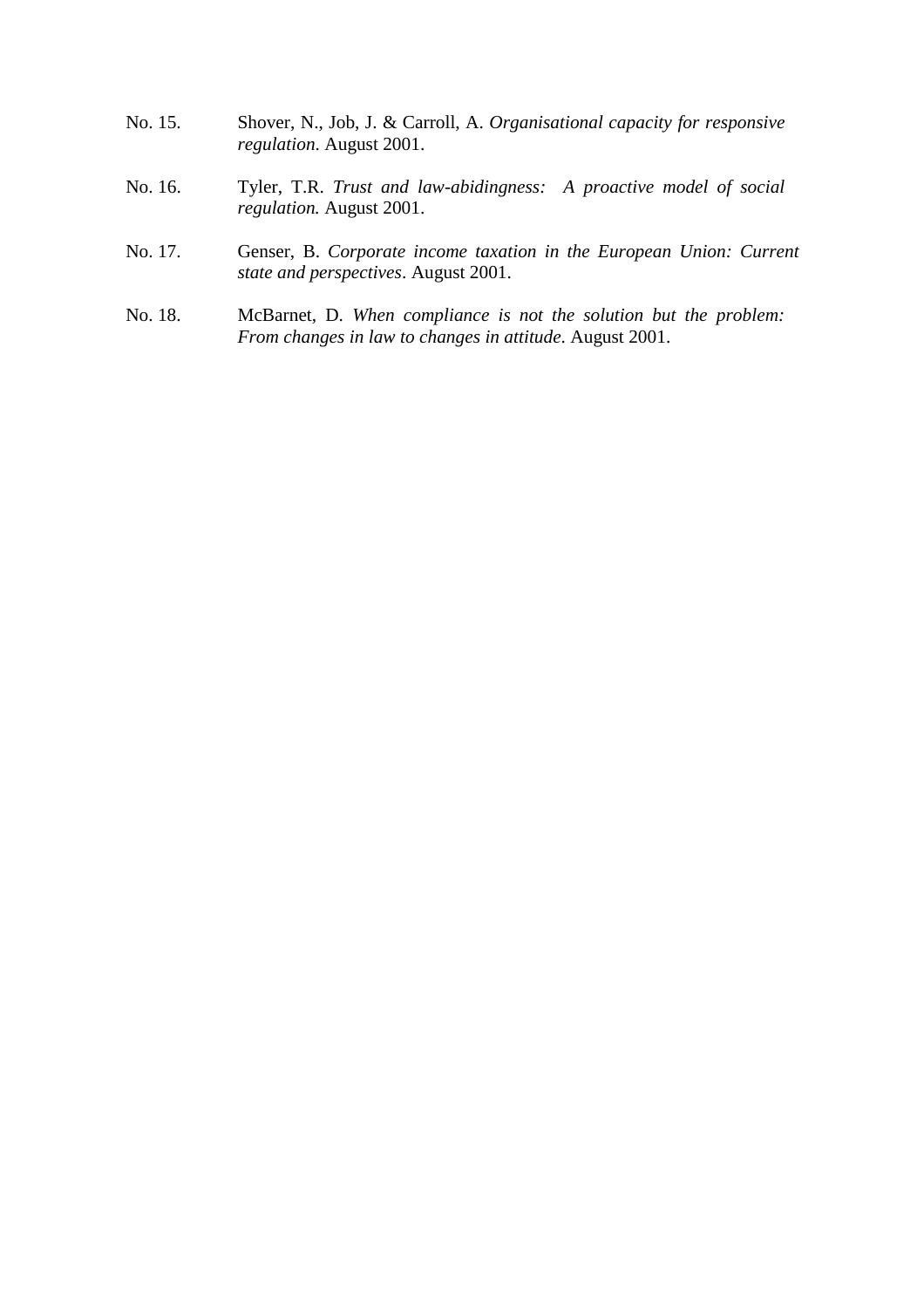No. 15. Shover, N., Job, J. & Carroll, A. *Organisational capacity for responsive regulation*. August 2001.

No. 16. Tyler, T.R. *Trust and law-abidingness: A proactive model of social regulation.* August 2001.

No. 17. Genser, B. *Corporate income taxation in the European Union: Current state and perspectives*. August 2001.

No. 18. McBarnet, D. *When compliance is not the solution but the problem: From changes in law to changes in attitude*. August 2001.